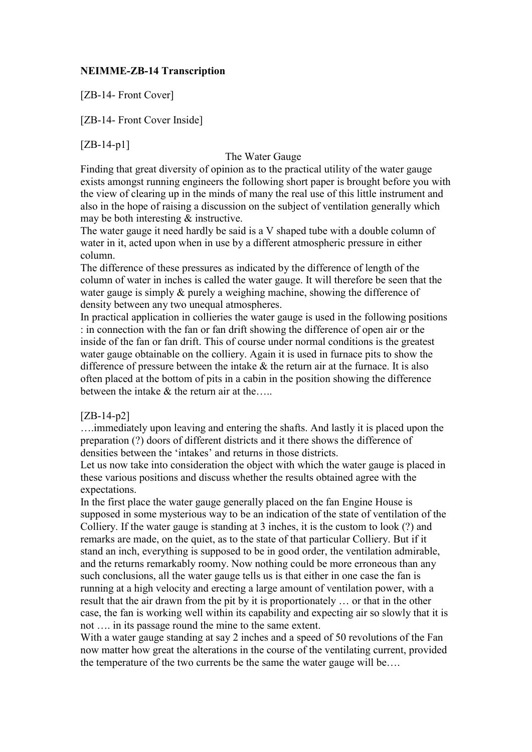**NEIMME-ZB-14 Transcription**

[ZB-14- Front Cover]

[ZB-14- Front Cover Inside]

[ZB-14-p1]

The Water Gauge

Finding that great diversity of opinion as to the practical utility of the water gauge exists amongst running engineers the following short paper is brought before you with the view of clearing up in the minds of many the real use of this little instrument and also in the hope of raising a discussion on the subject of ventilation generally which may be both interesting & instructive.

The water gauge it need hardly be said is a V shaped tube with a double column of water in it, acted upon when in use by a different atmospheric pressure in either column.

The difference of these pressures as indicated by the difference of length of the column of water in inches is called the water gauge. It will therefore be seen that the water gauge is simply & purely a weighing machine, showing the difference of density between any two unequal atmospheres.

In practical application in collieries the water gauge is used in the following positions : in connection with the fan or fan drift showing the difference of open air or the inside of the fan or fan drift. This of course under normal conditions is the greatest water gauge obtainable on the colliery. Again it is used in furnace pits to show the difference of pressure between the intake & the return air at the furnace. It is also often placed at the bottom of pits in a cabin in the position showing the difference between the intake & the return air at the…..

[ZB-14-p2]

….immediately upon leaving and entering the shafts. And lastly it is placed upon the preparation (?) doors of different districts and it there shows the difference of densities between the 'intakes' and returns in those districts.

Let us now take into consideration the object with which the water gauge is placed in these various positions and discuss whether the results obtained agree with the expectations.

In the first place the water gauge generally placed on the fan Engine House is supposed in some mysterious way to be an indication of the state of ventilation of the Colliery. If the water gauge is standing at 3 inches, it is the custom to look (?) and remarks are made, on the quiet, as to the state of that particular Colliery. But if it stand an inch, everything is supposed to be in good order, the ventilation admirable, and the returns remarkably roomy. Now nothing could be more erroneous than any such conclusions, all the water gauge tells us is that either in one case the fan is running at a high velocity and erecting a large amount of ventilation power, with a result that the air drawn from the pit by it is proportionately … or that in the other case, the fan is working well within its capability and expecting air so slowly that it is not …. in its passage round the mine to the same extent.

With a water gauge standing at say 2 inches and a speed of 50 revolutions of the Fan now matter how great the alterations in the course of the ventilating current, provided the temperature of the two currents be the same the water gauge will be….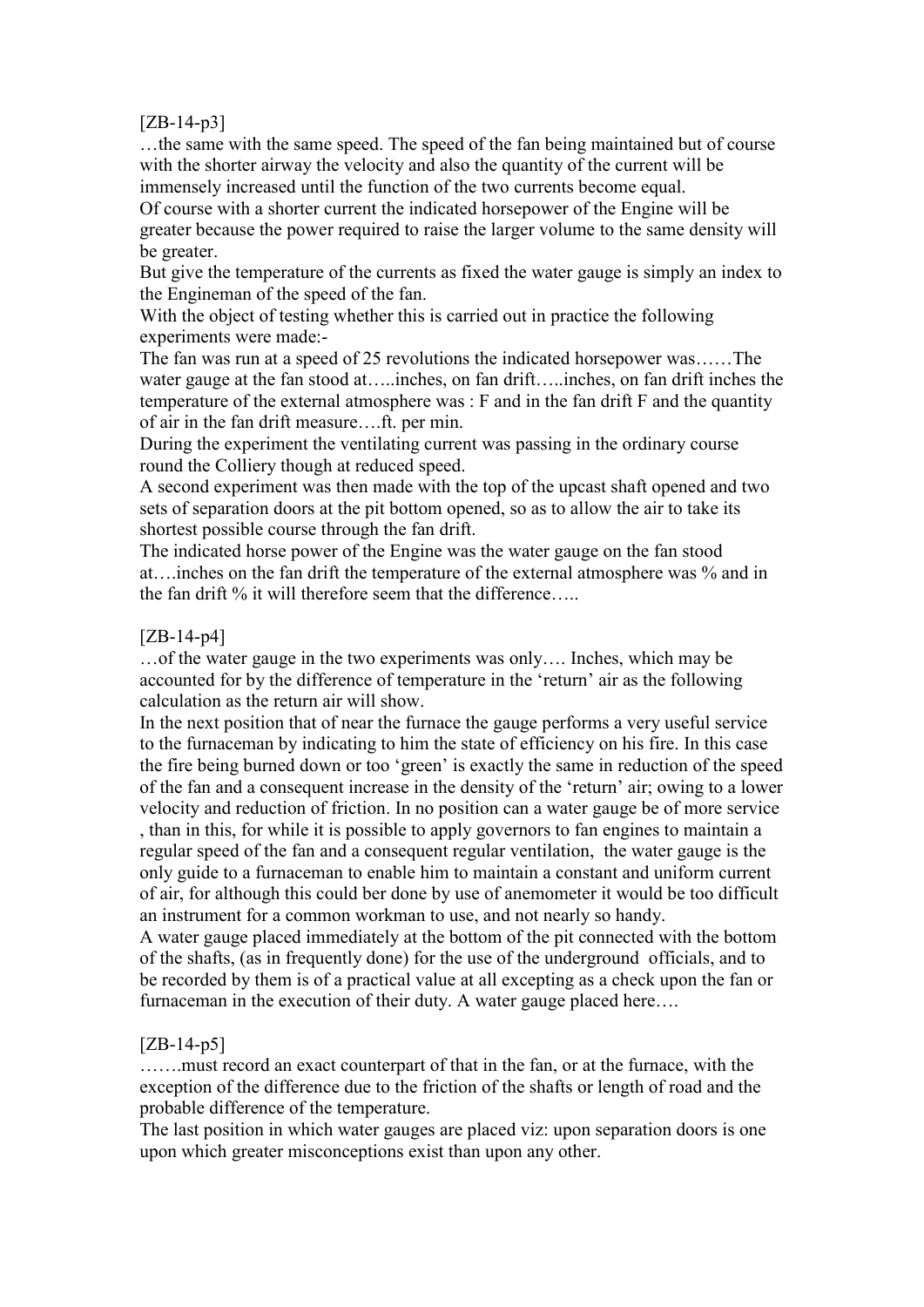[ZB-14-p3]

…the same with the same speed. The speed of the fan being maintained but of course with the shorter airway the velocity and also the quantity of the current will be immensely increased until the function of the two currents become equal.

Of course with a shorter current the indicated horsepower of the Engine will be greater because the power required to raise the larger volume to the same density will be greater.

But give the temperature of the currents as fixed the water gauge is simply an index to the Engineman of the speed of the fan.

With the object of testing whether this is carried out in practice the following experiments were made:-

The fan was run at a speed of 25 revolutions the indicated horsepower was……The water gauge at the fan stood at…..inches, on fan drift…..inches, on fan drift inches the temperature of the external atmosphere was : F and in the fan drift F and the quantity of air in the fan drift measure….ft. per min.

During the experiment the ventilating current was passing in the ordinary course round the Colliery though at reduced speed.

A second experiment was then made with the top of the upcast shaft opened and two sets of separation doors at the pit bottom opened, so as to allow the air to take its shortest possible course through the fan drift.

The indicated horse power of the Engine was the water gauge on the fan stood at….inches on the fan drift the temperature of the external atmosphere was % and in the fan drift % it will therefore seem that the difference…..

[ZB-14-p4]

…of the water gauge in the two experiments was only…. Inches, which may be accounted for by the difference of temperature in the 'return' air as the following calculation as the return air will show.

In the next position that of near the furnace the gauge performs a very useful service to the furnaceman by indicating to him the state of efficiency on his fire. In this case the fire being burned down or too 'green' is exactly the same in reduction of the speed of the fan and a consequent increase in the density of the 'return' air; owing to a lower velocity and reduction of friction. In no position can a water gauge be of more service , than in this, for while it is possible to apply governors to fan engines to maintain a regular speed of the fan and a consequent regular ventilation, the water gauge is the only guide to a furnaceman to enable him to maintain a constant and uniform current of air, for although this could ber done by use of anemometer it would be too difficult an instrument for a common workman to use, and not nearly so handy.

A water gauge placed immediately at the bottom of the pit connected with the bottom of the shafts, (as in frequently done) for the use of the underground officials, and to be recorded by them is of a practical value at all excepting as a check upon the fan or furnaceman in the execution of their duty. A water gauge placed here….

[ZB-14-p5]

…….must record an exact counterpart of that in the fan, or at the furnace, with the exception of the difference due to the friction of the shafts or length of road and the probable difference of the temperature.

The last position in which water gauges are placed viz: upon separation doors is one upon which greater misconceptions exist than upon any other.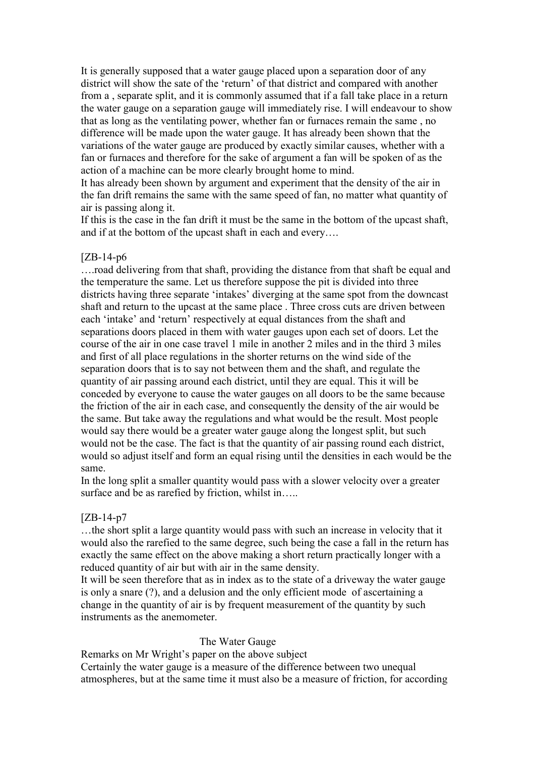It is generally supposed that a water gauge placed upon a separation door of any district will show the sate of the 'return' of that district and compared with another from a , separate split, and it is commonly assumed that if a fall take place in a return the water gauge on a separation gauge will immediately rise. I will endeavour to show that as long as the ventilating power, whether fan or furnaces remain the same , no difference will be made upon the water gauge. It has already been shown that the variations of the water gauge are produced by exactly similar causes, whether with a fan or furnaces and therefore for the sake of argument a fan will be spoken of as the action of a machine can be more clearly brought home to mind.

It has already been shown by argument and experiment that the density of the air in the fan drift remains the same with the same speed of fan, no matter what quantity of air is passing along it.

If this is the case in the fan drift it must be the same in the bottom of the upcast shaft, and if at the bottom of the upcast shaft in each and every….

[ZB-14-p6

….road delivering from that shaft, providing the distance from that shaft be equal and the temperature the same. Let us therefore suppose the pit is divided into three districts having three separate 'intakes' diverging at the same spot from the downcast shaft and return to the upcast at the same place . Three cross cuts are driven between each 'intake' and 'return' respectively at equal distances from the shaft and separations doors placed in them with water gauges upon each set of doors. Let the course of the air in one case travel 1 mile in another 2 miles and in the third 3 miles and first of all place regulations in the shorter returns on the wind side of the separation doors that is to say not between them and the shaft, and regulate the quantity of air passing around each district, until they are equal. This it will be conceded by everyone to cause the water gauges on all doors to be the same because the friction of the air in each case, and consequently the density of the air would be the same. But take away the regulations and what would be the result. Most people would say there would be a greater water gauge along the longest split, but such would not be the case. The fact is that the quantity of air passing round each district, would so adjust itself and form an equal rising until the densities in each would be the same.

In the long split a smaller quantity would pass with a slower velocity over a greater surface and be as rarefied by friction, whilst in…..

[ZB-14-p7

…the short split a large quantity would pass with such an increase in velocity that it would also the rarefied to the same degree, such being the case a fall in the return has exactly the same effect on the above making a short return practically longer with a reduced quantity of air but with air in the same density.

It will be seen therefore that as in index as to the state of a driveway the water gauge is only a snare (?), and a delusion and the only efficient mode of ascertaining a change in the quantity of air is by frequent measurement of the quantity by such instruments as the anemometer.

## The Water Gauge

Remarks on Mr Wright's paper on the above subject

Certainly the water gauge is a measure of the difference between two unequal atmospheres, but at the same time it must also be a measure of friction, for according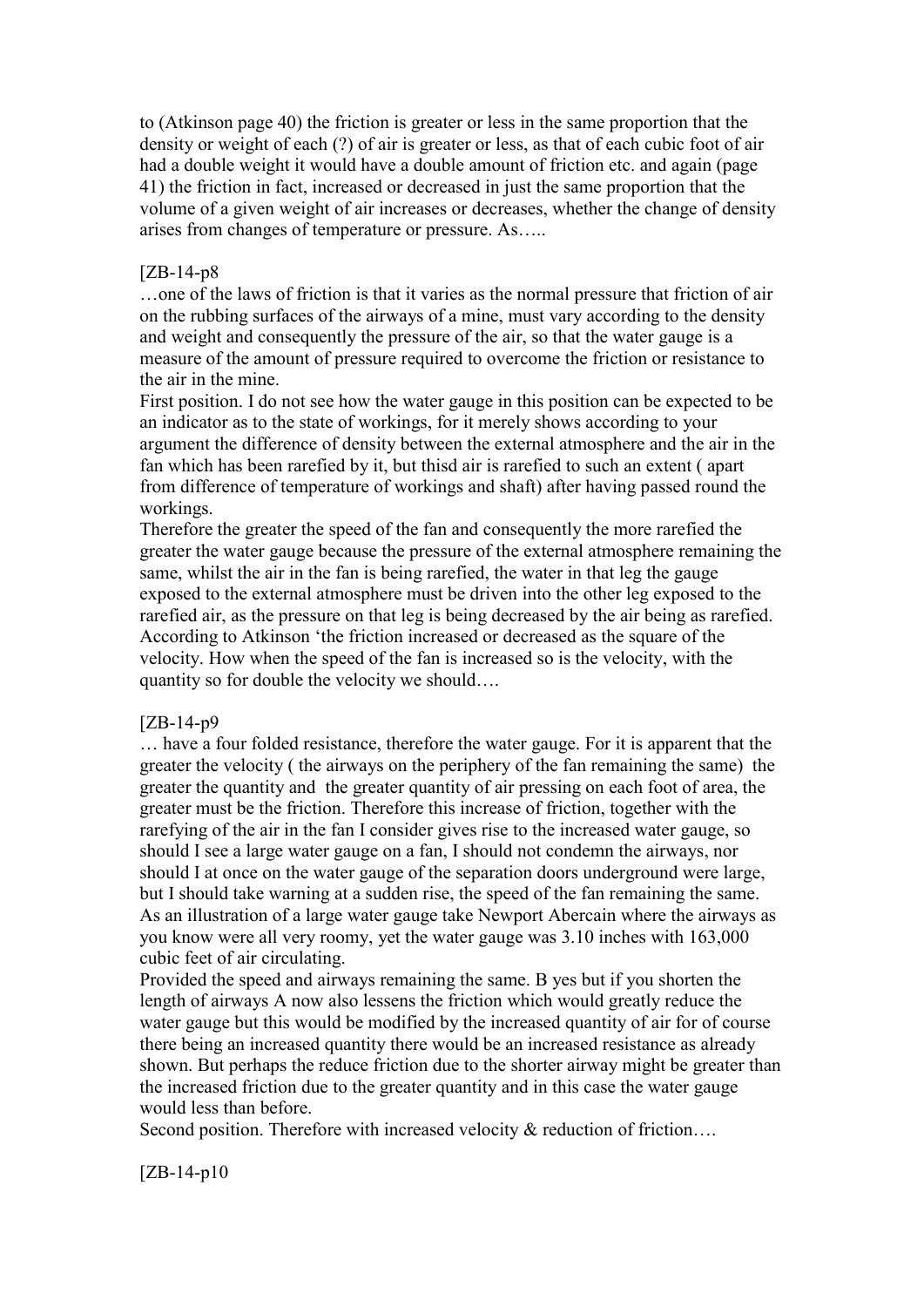to (Atkinson page 40) the friction is greater or less in the same proportion that the density or weight of each (?) of air is greater or less, as that of each cubic foot of air had a double weight it would have a double amount of friction etc. and again (page 41) the friction in fact, increased or decreased in just the same proportion that the volume of a given weight of air increases or decreases, whether the change of density arises from changes of temperature or pressure. As…..

[ZB-14-p8

…one of the laws of friction is that it varies as the normal pressure that friction of air on the rubbing surfaces of the airways of a mine, must vary according to the density and weight and consequently the pressure of the air, so that the water gauge is a measure of the amount of pressure required to overcome the friction or resistance to the air in the mine.

First position. I do not see how the water gauge in this position can be expected to be an indicator as to the state of workings, for it merely shows according to your argument the difference of density between the external atmosphere and the air in the fan which has been rarefied by it, but thisd air is rarefied to such an extent ( apart from difference of temperature of workings and shaft) after having passed round the workings.

Therefore the greater the speed of the fan and consequently the more rarefied the greater the water gauge because the pressure of the external atmosphere remaining the same, whilst the air in the fan is being rarefied, the water in that leg the gauge exposed to the external atmosphere must be driven into the other leg exposed to the rarefied air, as the pressure on that leg is being decreased by the air being as rarefied. According to Atkinson 'the friction increased or decreased as the square of the velocity. How when the speed of the fan is increased so is the velocity, with the quantity so for double the velocity we should….

[ZB-14-p9

… have a four folded resistance, therefore the water gauge. For it is apparent that the greater the velocity ( the airways on the periphery of the fan remaining the same) the greater the quantity and the greater quantity of air pressing on each foot of area, the greater must be the friction. Therefore this increase of friction, together with the rarefying of the air in the fan I consider gives rise to the increased water gauge, so should I see a large water gauge on a fan, I should not condemn the airways, nor should I at once on the water gauge of the separation doors underground were large, but I should take warning at a sudden rise, the speed of the fan remaining the same. As an illustration of a large water gauge take Newport Abercain where the airways as you know were all very roomy, yet the water gauge was 3.10 inches with 163,000 cubic feet of air circulating.

Provided the speed and airways remaining the same. B yes but if you shorten the length of airways A now also lessens the friction which would greatly reduce the water gauge but this would be modified by the increased quantity of air for of course there being an increased quantity there would be an increased resistance as already shown. But perhaps the reduce friction due to the shorter airway might be greater than the increased friction due to the greater quantity and in this case the water gauge would less than before.

Second position. Therefore with increased velocity & reduction of friction….

[ZB-14-p10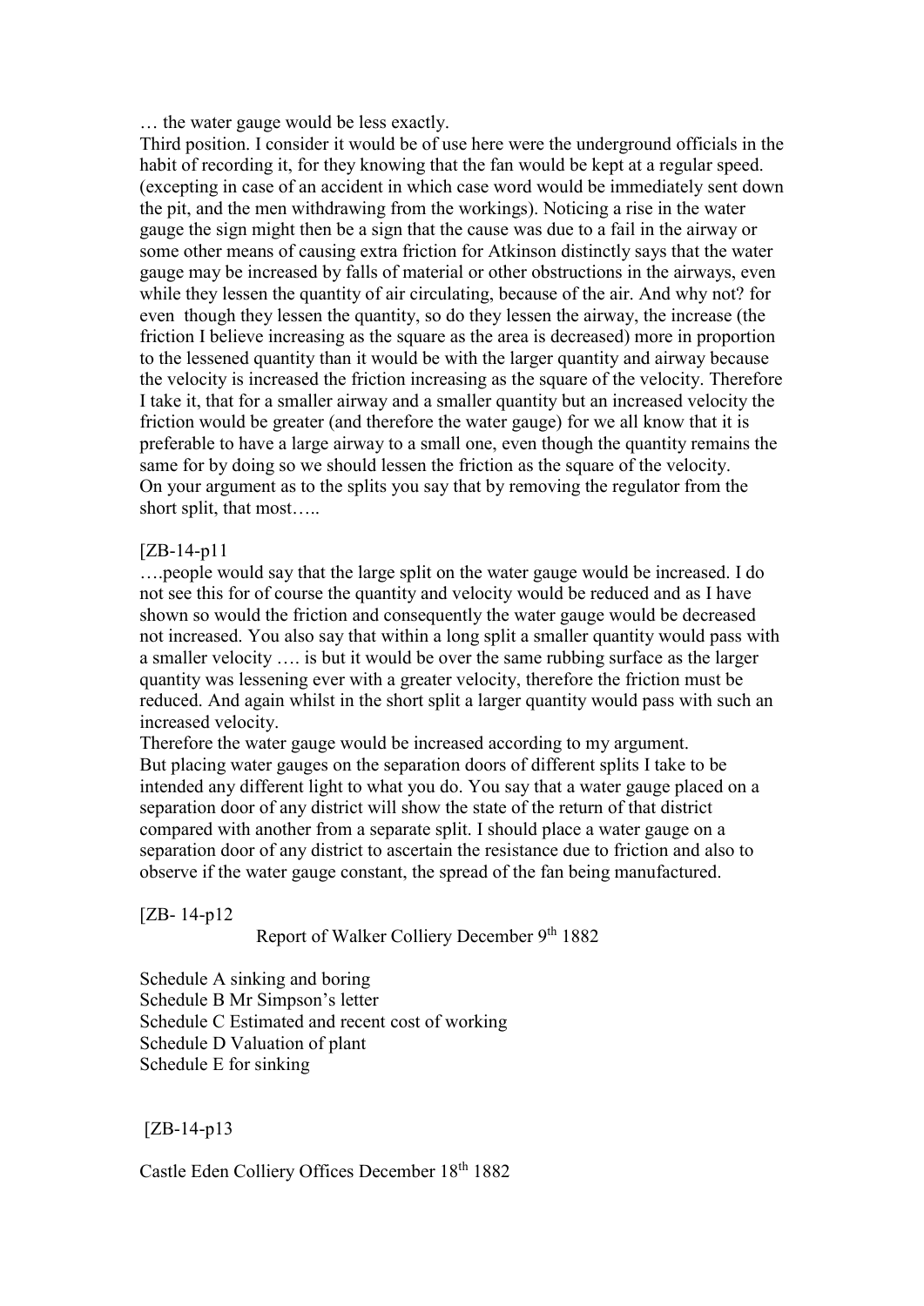… the water gauge would be less exactly.
Third position. I consider it would be of use here were the underground officials in the habit of recording it, for they knowing that the fan would be kept at a regular speed. (excepting in case of an accident in which case word would be immediately sent down the pit, and the men withdrawing from the workings). Noticing a rise in the water gauge the sign might then be a sign that the cause was due to a fail in the airway or some other means of causing extra friction for Atkinson distinctly says that the water gauge may be increased by falls of material or other obstructions in the airways, even while they lessen the quantity of air circulating, because of the air. And why not? for even though they lessen the quantity, so do they lessen the airway, the increase (the friction I believe increasing as the square as the area is decreased) more in proportion to the lessened quantity than it would be with the larger quantity and airway because the velocity is increased the friction increasing as the square of the velocity. Therefore I take it, that for a smaller airway and a smaller quantity but an increased velocity the friction would be greater (and therefore the water gauge) for we all know that it is preferable to have a large airway to a small one, even though the quantity remains the same for by doing so we should lessen the friction as the square of the velocity.
On your argument as to the splits you say that by removing the regulator from the short split, that most…..

[ZB-14-p11

….people would say that the large split on the water gauge would be increased. I do not see this for of course the quantity and velocity would be reduced and as I have shown so would the friction and consequently the water gauge would be decreased not increased. You also say that within a long split a smaller quantity would pass with a smaller velocity …. is but it would be over the same rubbing surface as the larger quantity was lessening ever with a greater velocity, therefore the friction must be reduced. And again whilst in the short split a larger quantity would pass with such an increased velocity.
Therefore the water gauge would be increased according to my argument.
But placing water gauges on the separation doors of different splits I take to be intended any different light to what you do. You say that a water gauge placed on a separation door of any district will show the state of the return of that district compared with another from a separate split. I should place a water gauge on a separation door of any district to ascertain the resistance due to friction and also to observe if the water gauge constant, the spread of the fan being manufactured.

[ZB- 14-p12

Report of Walker Colliery December 9th 1882

Schedule A sinking and boring
Schedule B Mr Simpson's letter
Schedule C Estimated and recent cost of working
Schedule D Valuation of plant
Schedule E for sinking

[ZB-14-p13

Castle Eden Colliery Offices December 18th 1882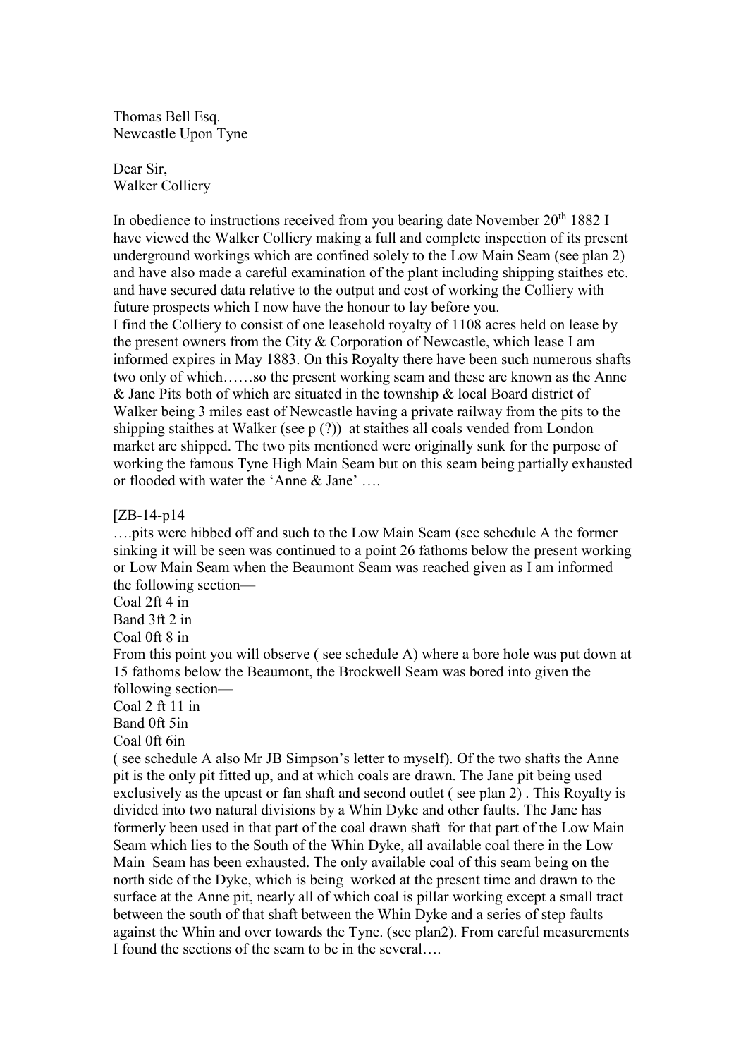Thomas Bell Esq.
Newcastle Upon Tyne

Dear Sir,
Walker Colliery

In obedience to instructions received from you bearing date November 20th 1882 I have viewed the Walker Colliery making a full and complete inspection of its present underground workings which are confined solely to the Low Main Seam (see plan 2) and have also made a careful examination of the plant including shipping staithes etc. and have secured data relative to the output and cost of working the Colliery with future prospects which I now have the honour to lay before you.
I find the Colliery to consist of one leasehold royalty of 1108 acres held on lease by the present owners from the City & Corporation of Newcastle, which lease I am informed expires in May 1883. On this Royalty there have been such numerous shafts two only of which……so the present working seam and these are known as the Anne & Jane Pits both of which are situated in the township & local Board district of Walker being 3 miles east of Newcastle having a private railway from the pits to the shipping staithes at Walker (see p (?)) at staithes all coals vended from London market are shipped. The two pits mentioned were originally sunk for the purpose of working the famous Tyne High Main Seam but on this seam being partially exhausted or flooded with water the 'Anne & Jane' ….

[ZB-14-p14
….pits were hibbed off and such to the Low Main Seam (see schedule A the former sinking it will be seen was continued to a point 26 fathoms below the present working or Low Main Seam when the Beaumont Seam was reached given as I am informed the following section—
Coal 2ft 4 in
Band 3ft 2 in
Coal 0ft 8 in
From this point you will observe ( see schedule A) where a bore hole was put down at 15 fathoms below the Beaumont, the Brockwell Seam was bored into given the following section—
Coal 2 ft 11 in
Band 0ft 5in
Coal 0ft 6in
( see schedule A also Mr JB Simpson's letter to myself). Of the two shafts the Anne pit is the only pit fitted up, and at which coals are drawn. The Jane pit being used exclusively as the upcast or fan shaft and second outlet ( see plan 2) . This Royalty is divided into two natural divisions by a Whin Dyke and other faults. The Jane has formerly been used in that part of the coal drawn shaft for that part of the Low Main Seam which lies to the South of the Whin Dyke, all available coal there in the Low Main Seam has been exhausted. The only available coal of this seam being on the north side of the Dyke, which is being worked at the present time and drawn to the surface at the Anne pit, nearly all of which coal is pillar working except a small tract between the south of that shaft between the Whin Dyke and a series of step faults against the Whin and over towards the Tyne. (see plan2). From careful measurements I found the sections of the seam to be in the several….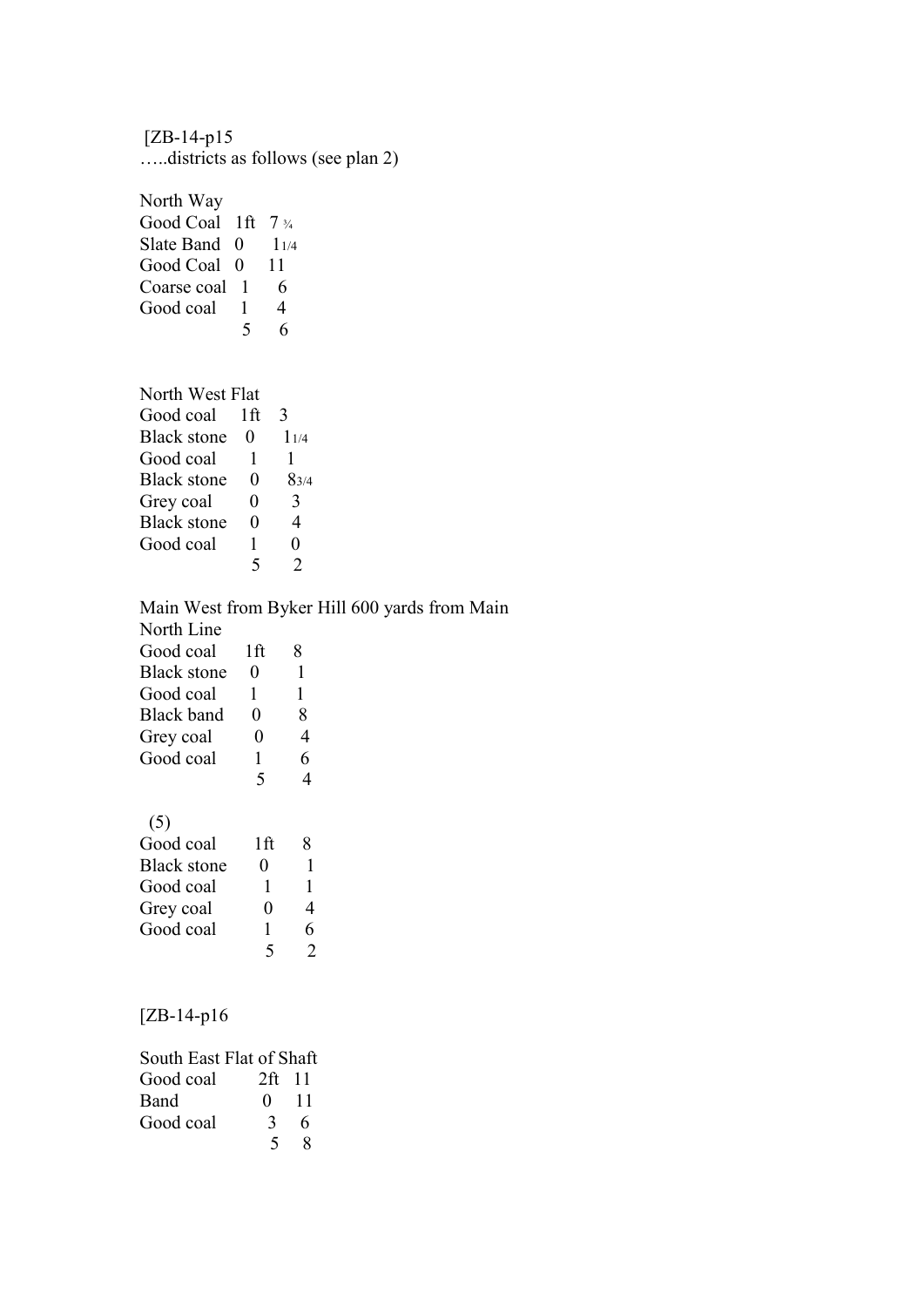[ZB-14-p15

…..districts as follows (see plan 2)

North Way

| | | |
|---|---|---|
| Good Coal | 1ft | 7 ¾ |
| Slate Band | 0 | 1 1/4 |
| Good Coal | 0 | 11 |
| Coarse coal | 1 | 6 |
| Good coal | 1 | 4 |
| | 5 | 6 |

North West Flat

| | | |
|---|---|---|
| Good coal | 1ft | 3 |
| Black stone | 0 | 1 1/4 |
| Good coal | 1 | 1 |
| Black stone | 0 | 8 3/4 |
| Grey coal | 0 | 3 |
| Black stone | 0 | 4 |
| Good coal | 1 | 0 |
| | 5 | 2 |

Main West from Byker Hill 600 yards from Main North Line

| | | |
|---|---|---|
| Good coal | 1ft | 8 |
| Black stone | 0 | 1 |
| Good coal | 1 | 1 |
| Black band | 0 | 8 |
| Grey coal | 0 | 4 |
| Good coal | 1 | 6 |
| | 5 | 4 |

(5)

| | | |
|---|---|---|
| Good coal | 1ft | 8 |
| Black stone | 0 | 1 |
| Good coal | 1 | 1 |
| Grey coal | 0 | 4 |
| Good coal | 1 | 6 |
| | 5 | 2 |

[ZB-14-p16

South East Flat of Shaft

| | | |
|---|---|---|
| Good coal | 2ft | 11 |
| Band | 0 | 11 |
| Good coal | 3 | 6 |
| | 5 | 8 |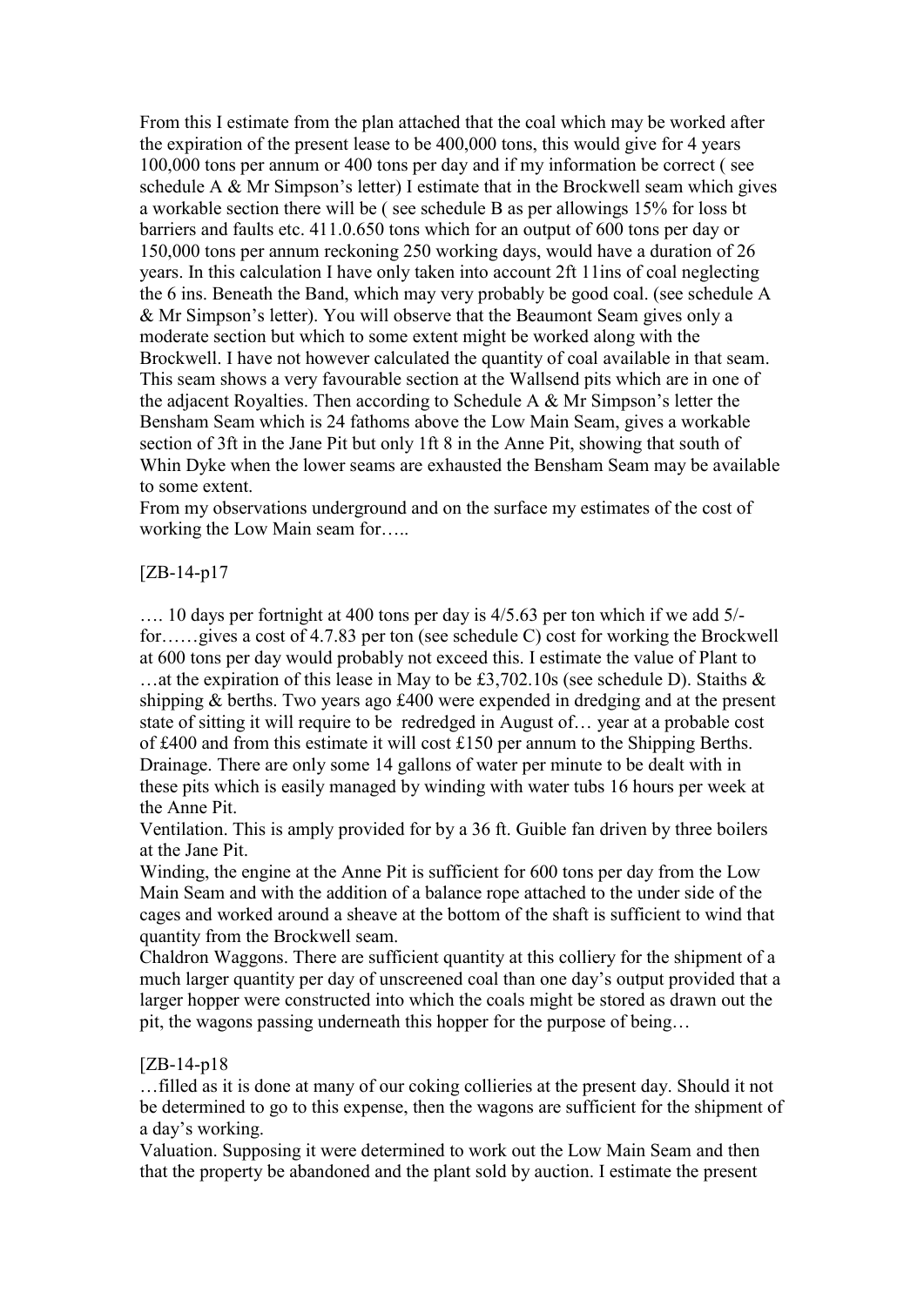From this I estimate from the plan attached that the coal which may be worked after the expiration of the present lease to be 400,000 tons, this would give for 4 years 100,000 tons per annum or 400 tons per day and if my information be correct ( see schedule A & Mr Simpson's letter) I estimate that in the Brockwell seam which gives a workable section there will be ( see schedule B as per allowings 15% for loss bt barriers and faults etc. 411.0.650 tons which for an output of 600 tons per day or 150,000 tons per annum reckoning 250 working days, would have a duration of 26 years. In this calculation I have only taken into account 2ft 11ins of coal neglecting the 6 ins. Beneath the Band, which may very probably be good coal. (see schedule A & Mr Simpson's letter). You will observe that the Beaumont Seam gives only a moderate section but which to some extent might be worked along with the Brockwell. I have not however calculated the quantity of coal available in that seam. This seam shows a very favourable section at the Wallsend pits which are in one of the adjacent Royalties. Then according to Schedule A & Mr Simpson's letter the Bensham Seam which is 24 fathoms above the Low Main Seam, gives a workable section of 3ft in the Jane Pit but only 1ft 8 in the Anne Pit, showing that south of Whin Dyke when the lower seams are exhausted the Bensham Seam may be available to some extent.

From my observations underground and on the surface my estimates of the cost of working the Low Main seam for…..

[ZB-14-p17

…. 10 days per fortnight at 400 tons per day is 4/5.63 per ton which if we add 5/- for……gives a cost of 4.7.83 per ton (see schedule C) cost for working the Brockwell at 600 tons per day would probably not exceed this. I estimate the value of Plant to …at the expiration of this lease in May to be £3,702.10s (see schedule D). Staiths & shipping & berths. Two years ago £400 were expended in dredging and at the present state of sitting it will require to be redredged in August of… year at a probable cost of £400 and from this estimate it will cost £150 per annum to the Shipping Berths.

Drainage. There are only some 14 gallons of water per minute to be dealt with in these pits which is easily managed by winding with water tubs 16 hours per week at the Anne Pit.

Ventilation. This is amply provided for by a 36 ft. Guible fan driven by three boilers at the Jane Pit.

Winding, the engine at the Anne Pit is sufficient for 600 tons per day from the Low Main Seam and with the addition of a balance rope attached to the under side of the cages and worked around a sheave at the bottom of the shaft is sufficient to wind that quantity from the Brockwell seam.

Chaldron Waggons. There are sufficient quantity at this colliery for the shipment of a much larger quantity per day of unscreened coal than one day's output provided that a larger hopper were constructed into which the coals might be stored as drawn out the pit, the wagons passing underneath this hopper for the purpose of being…

[ZB-14-p18

…filled as it is done at many of our coking collieries at the present day. Should it not be determined to go to this expense, then the wagons are sufficient for the shipment of a day's working.

Valuation. Supposing it were determined to work out the Low Main Seam and then that the property be abandoned and the plant sold by auction. I estimate the present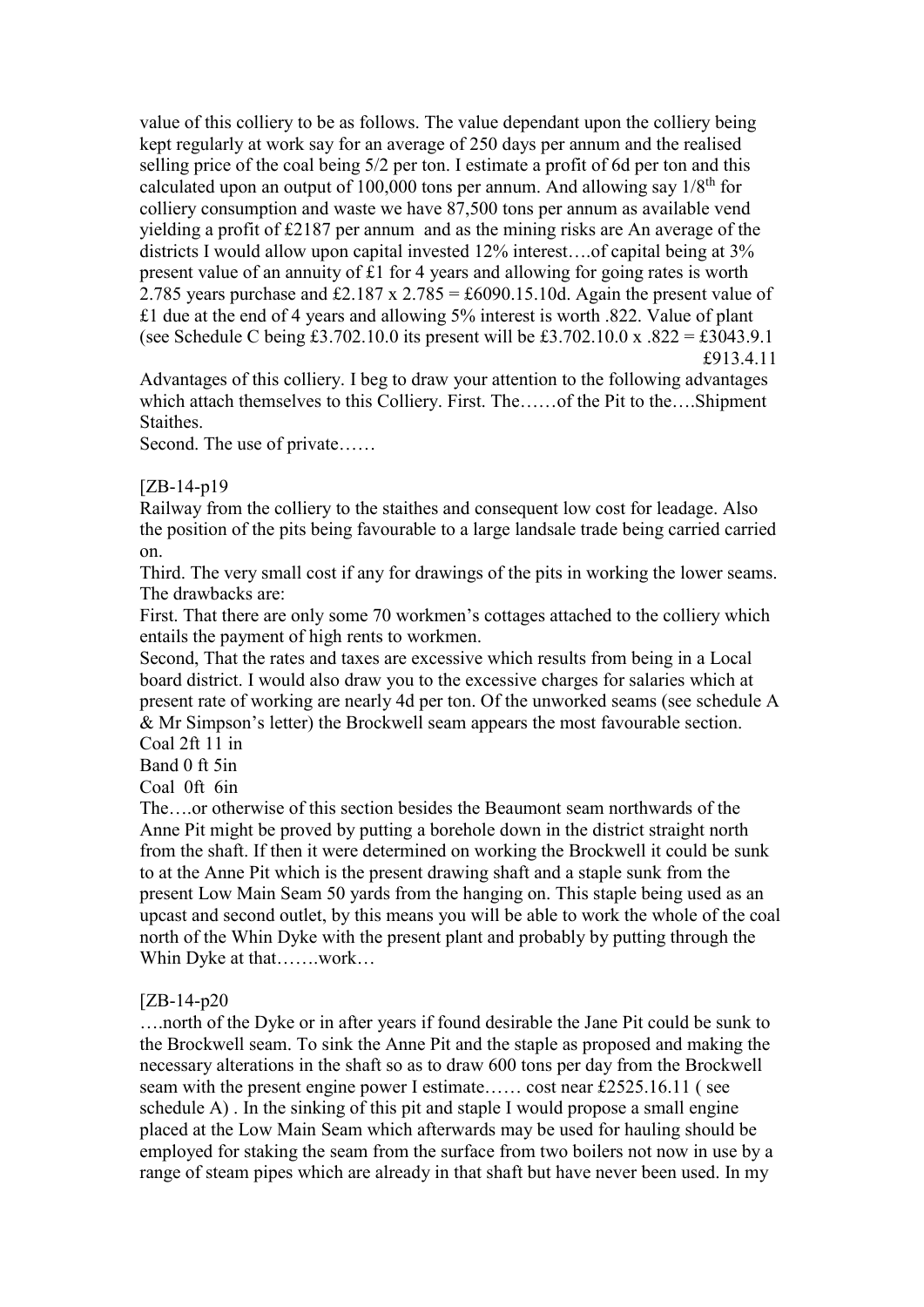value of this colliery to be as follows. The value dependant upon the colliery being kept regularly at work say for an average of 250 days per annum and the realised selling price of the coal being 5/2 per ton. I estimate a profit of 6d per ton and this calculated upon an output of 100,000 tons per annum. And allowing say 1/8th for colliery consumption and waste we have 87,500 tons per annum as available vend yielding a profit of £2187 per annum and as the mining risks are An average of the districts I would allow upon capital invested 12% interest….of capital being at 3% present value of an annuity of £1 for 4 years and allowing for going rates is worth 2.785 years purchase and £2.187 x 2.785 = £6090.15.10d. Again the present value of £1 due at the end of 4 years and allowing 5% interest is worth .822. Value of plant (see Schedule C being £3.702.10.0 its present will be £3.702.10.0 x .822 = £3043.9.1

£913.4.11

Advantages of this colliery. I beg to draw your attention to the following advantages which attach themselves to this Colliery. First. The……of the Pit to the….Shipment Staithes.

Second. The use of private……

[ZB-14-p19

Railway from the colliery to the staithes and consequent low cost for leadage. Also the position of the pits being favourable to a large landsale trade being carried carried on.

Third. The very small cost if any for drawings of the pits in working the lower seams. The drawbacks are:

First. That there are only some 70 workmen's cottages attached to the colliery which entails the payment of high rents to workmen.

Second, That the rates and taxes are excessive which results from being in a Local board district. I would also draw you to the excessive charges for salaries which at present rate of working are nearly 4d per ton. Of the unworked seams (see schedule A & Mr Simpson's letter) the Brockwell seam appears the most favourable section.

Coal 2ft 11 in

Band 0 ft 5in

Coal 0ft 6in

The….or otherwise of this section besides the Beaumont seam northwards of the Anne Pit might be proved by putting a borehole down in the district straight north from the shaft. If then it were determined on working the Brockwell it could be sunk to at the Anne Pit which is the present drawing shaft and a staple sunk from the present Low Main Seam 50 yards from the hanging on. This staple being used as an upcast and second outlet, by this means you will be able to work the whole of the coal north of the Whin Dyke with the present plant and probably by putting through the Whin Dyke at that…….work…

[ZB-14-p20

….north of the Dyke or in after years if found desirable the Jane Pit could be sunk to the Brockwell seam. To sink the Anne Pit and the staple as proposed and making the necessary alterations in the shaft so as to draw 600 tons per day from the Brockwell seam with the present engine power I estimate…… cost near £2525.16.11 ( see schedule A) . In the sinking of this pit and staple I would propose a small engine placed at the Low Main Seam which afterwards may be used for hauling should be employed for staking the seam from the surface from two boilers not now in use by a range of steam pipes which are already in that shaft but have never been used. In my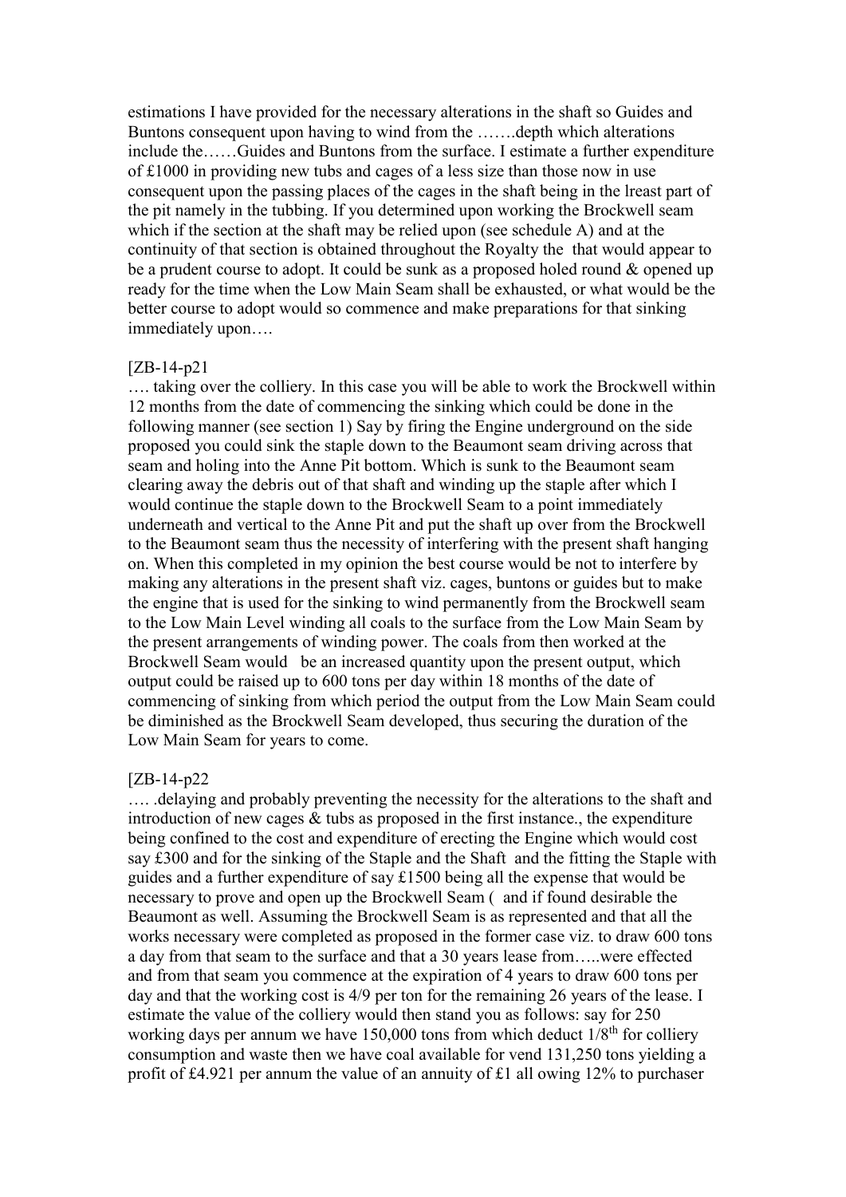estimations I have provided for the necessary alterations in the shaft so Guides and Buntons consequent upon having to wind from the …….depth which alterations include the……Guides and Buntons from the surface. I estimate a further expenditure of £1000 in providing new tubs and cages of a less size than those now in use consequent upon the passing places of the cages in the shaft being in the lreast part of the pit namely in the tubbing. If you determined upon working the Brockwell seam which if the section at the shaft may be relied upon (see schedule A) and at the continuity of that section is obtained throughout the Royalty the that would appear to be a prudent course to adopt. It could be sunk as a proposed holed round & opened up ready for the time when the Low Main Seam shall be exhausted, or what would be the better course to adopt would so commence and make preparations for that sinking immediately upon….

[ZB-14-p21

…. taking over the colliery. In this case you will be able to work the Brockwell within 12 months from the date of commencing the sinking which could be done in the following manner (see section 1) Say by firing the Engine underground on the side proposed you could sink the staple down to the Beaumont seam driving across that seam and holing into the Anne Pit bottom. Which is sunk to the Beaumont seam clearing away the debris out of that shaft and winding up the staple after which I would continue the staple down to the Brockwell Seam to a point immediately underneath and vertical to the Anne Pit and put the shaft up over from the Brockwell to the Beaumont seam thus the necessity of interfering with the present shaft hanging on. When this completed in my opinion the best course would be not to interfere by making any alterations in the present shaft viz. cages, buntons or guides but to make the engine that is used for the sinking to wind permanently from the Brockwell seam to the Low Main Level winding all coals to the surface from the Low Main Seam by the present arrangements of winding power. The coals from then worked at the Brockwell Seam would be an increased quantity upon the present output, which output could be raised up to 600 tons per day within 18 months of the date of commencing of sinking from which period the output from the Low Main Seam could be diminished as the Brockwell Seam developed, thus securing the duration of the Low Main Seam for years to come.

[ZB-14-p22

…. .delaying and probably preventing the necessity for the alterations to the shaft and introduction of new cages & tubs as proposed in the first instance., the expenditure being confined to the cost and expenditure of erecting the Engine which would cost say £300 and for the sinking of the Staple and the Shaft and the fitting the Staple with guides and a further expenditure of say £1500 being all the expense that would be necessary to prove and open up the Brockwell Seam ( and if found desirable the Beaumont as well. Assuming the Brockwell Seam is as represented and that all the works necessary were completed as proposed in the former case viz. to draw 600 tons a day from that seam to the surface and that a 30 years lease from…..were effected and from that seam you commence at the expiration of 4 years to draw 600 tons per day and that the working cost is 4/9 per ton for the remaining 26 years of the lease. I estimate the value of the colliery would then stand you as follows: say for 250 working days per annum we have 150,000 tons from which deduct 1/8th for colliery consumption and waste then we have coal available for vend 131,250 tons yielding a profit of £4.921 per annum the value of an annuity of £1 all owing 12% to purchaser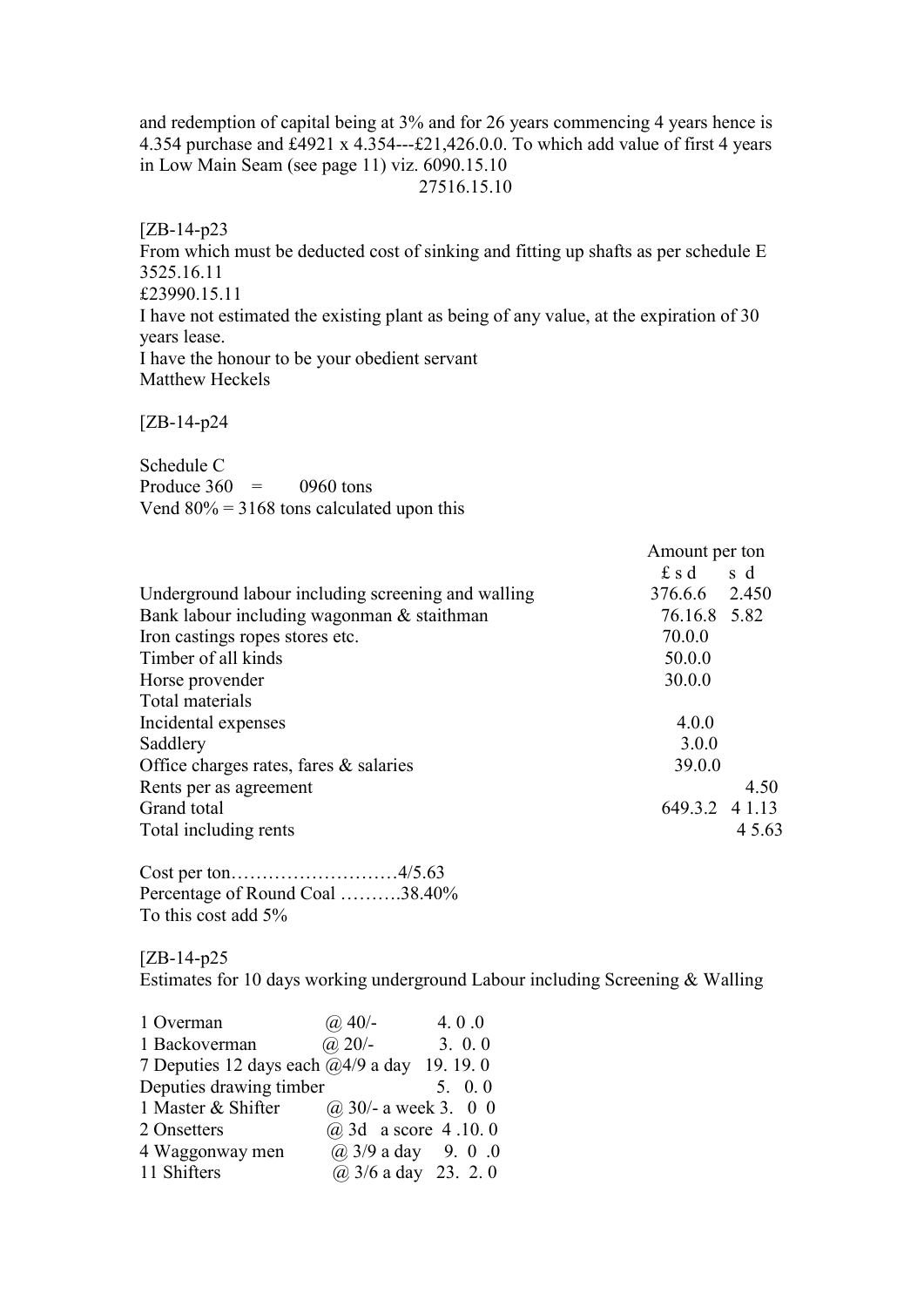and redemption of capital being at 3% and for 26 years commencing 4 years hence is 4.354 purchase and £4921 x 4.354---£21,426.0.0. To which add value of first 4 years in Low Main Seam (see page 11) viz. 6090.15.10

27516.15.10

[ZB-14-p23

From which must be deducted cost of sinking and fitting up shafts as per schedule E 3525.16.11

£23990.15.11

I have not estimated the existing plant as being of any value, at the expiration of 30 years lease.

I have the honour to be your obedient servant

Matthew Heckels

[ZB-14-p24

Schedule C

Produce 360 = 0960 tons

Vend 80% = 3168 tons calculated upon this

| | Amount | per ton |
|---|---|---|
| | £ s d | s d |
| Underground labour including screening and walling | 376.6.6 | 2.450 |
| Bank labour including wagonman & staithman | 76.16.8 | 5.82 |
| Iron castings ropes stores etc. | 70.0.0 | |
| Timber of all kinds | 50.0.0 | |
| Horse provender | 30.0.0 | |
| Total materials | | |
| Incidental expenses | 4.0.0 | |
| Saddlery | 3.0.0 | |
| Office charges rates, fares & salaries | 39.0.0 | |
| Rents per as agreement | | 4.50 |
| Grand total | 649.3.2 | 4 1.13 |
| Total including rents | | 4 5.63 |

Cost per ton………………………4/5.63

Percentage of Round Coal ……….38.40%

To this cost add 5%

[ZB-14-p25

Estimates for 10 days working underground Labour including Screening & Walling

| | | |
|---|---|---|
| 1 Overman | @ 40/- | 4. 0 .0 |
| 1 Backoverman | @ 20/- | 3. 0. 0 |
| 7 Deputies 12 days each | @4/9 a day | 19. 19. 0 |
| Deputies drawing timber | | 5. 0. 0 |
| 1 Master & Shifter | @ 30/- a week | 3. 0 0 |
| 2 Onsetters | @ 3d a score | 4 .10. 0 |
| 4 Waggonway men | @ 3/9 a day | 9. 0 .0 |
| 11 Shifters | @ 3/6 a day | 23. 2. 0 |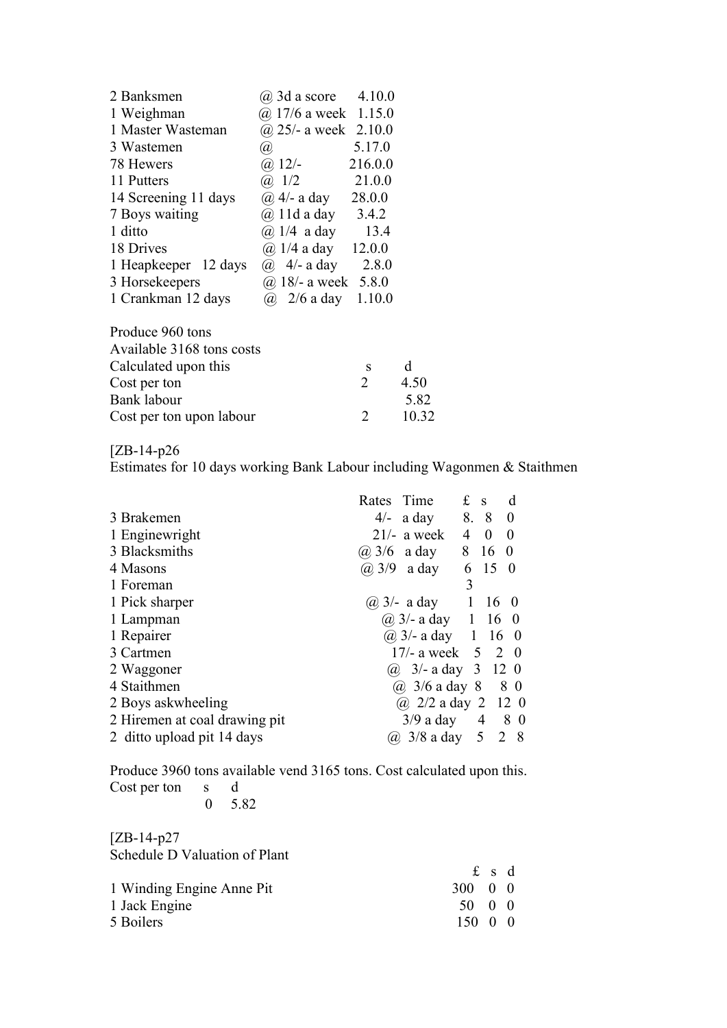| | | |
|---|---|---|
| 2 Banksmen | @ 3d a score | 4.10.0 |
| 1 Weighman | @ 17/6 a week | 1.15.0 |
| 1 Master Wasteman | @ 25/- a week | 2.10.0 |
| 3 Wastemen | @ | 5.17.0 |
| 78 Hewers | @ 12/- | 216.0.0 |
| 11 Putters | @ 1/2 | 21.0.0 |
| 14 Screening 11 days | @ 4/- a day | 28.0.0 |
| 7 Boys waiting | @ 11d a day | 3.4.2 |
| 1 ditto | @ 1/4 a day | 13.4 |
| 18 Drives | @ 1/4 a day | 12.0.0 |
| 1 Heapkeeper 12 days | @ 4/- a day | 2.8.0 |
| 3 Horsekeepers | @ 18/- a week | 5.8.0 |
| 1 Crankman 12 days | @ 2/6 a day | 1.10.0 |

Produce 960 tons
Available 3168 tons costs

| Calculated upon this | s | d |
|---|---|---|
| Cost per ton | 2 | 4.50 |
| Bank labour | | 5.82 |
| Cost per ton upon labour | 2 | 10.32 |

[ZB-14-p26
Estimates for 10 days working Bank Labour including Wagonmen & Staithmen

| | Rates Time | £ | s | d |
|---|---|---|---|---|
| 3 Brakemen | 4/- a day | 8. | 8 | 0 |
| 1 Enginewright | 21/- a week | 4 | 0 | 0 |
| 3 Blacksmiths | @ 3/6 a day | 8 | 16 | 0 |
| 4 Masons | @ 3/9 a day | 6 | 15 | 0 |
| 1 Foreman | | 3 | | |
| 1 Pick sharper | @ 3/- a day | 1 | 16 | 0 |
| 1 Lampman | @ 3/- a day | 1 | 16 | 0 |
| 1 Repairer | @ 3/- a day | 1 | 16 | 0 |
| 3 Cartmen | 17/- a week | 5 | 2 | 0 |
| 2 Waggoner | @ 3/- a day | 3 | 12 | 0 |
| 4 Staithmen | @ 3/6 a day | 8 | 8 | 0 |
| 2 Boys askwheeling | @ 2/2 a day | 2 | 12 | 0 |
| 2 Hiremen at coal drawing pit | 3/9 a day | 4 | 8 | 0 |
| 2 ditto upload pit 14 days | @ 3/8 a day | 5 | 2 | 8 |

Produce 3960 tons available vend 3165 tons. Cost calculated upon this.

| Cost per ton | s | d |
|---|---|---|
| | 0 | 5.82 |

[ZB-14-p27
Schedule D Valuation of Plant

| | £ | s | d |
|---|---|---|---|
| 1 Winding Engine Anne Pit | 300 | 0 | 0 |
| 1 Jack Engine | 50 | 0 | 0 |
| 5 Boilers | 150 | 0 | 0 |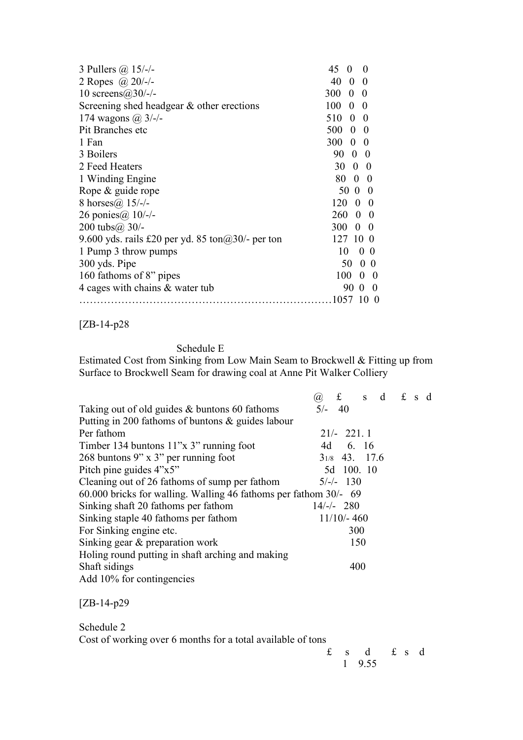| | |
|---|---|
| 3 Pullers @ 15/-/- | 45 0 0 |
| 2 Ropes @ 20/-/- | 40 0 0 |
| 10 screens@30/-/- | 300 0 0 |
| Screening shed headgear & other erections | 100 0 0 |
| 174 wagons @ 3/-/- | 510 0 0 |
| Pit Branches etc | 500 0 0 |
| 1 Fan | 300 0 0 |
| 3 Boilers | 90 0 0 |
| 2 Feed Heaters | 30 0 0 |
| 1 Winding Engine | 80 0 0 |
| Rope & guide rope | 50 0 0 |
| 8 horses@ 15/-/- | 120 0 0 |
| 26 ponies@ 10/-/- | 260 0 0 |
| 200 tubs@ 30/- | 300 0 0 |
| 9.600 yds. rails £20 per yd. 85 ton@30/- per ton | 127 10 0 |
| 1 Pump 3 throw pumps | 10 0 0 |
| 300 yds. Pipe | 50 0 0 |
| 160 fathoms of 8" pipes | 100 0 0 |
| 4 cages with chains & water tub | 90 0 0 |
| …………………………………………………………… | 1057 10 0 |

[ZB-14-p28

Schedule E

Estimated Cost from Sinking from Low Main Seam to Brockwell & Fitting up from Surface to Brockwell Seam for drawing coal at Anne Pit Walker Colliery

| | @ | £ s d | £ s d |
|---|---|---|---|
| Taking out of old guides & buntons 60 fathoms | 5/- | 40 | |
| Putting in 200 fathoms of buntons & guides labour | | | |
| Per fathom | 21/- | 221. 1 | |
| Timber 134 buntons 11"x 3" running foot | 4d | 6. 16 | |
| 268 buntons 9" x 3" per running foot | 3 1/8 | 43. 17.6 | |
| Pitch pine guides 4"x5" | 5d | 100. 10 | |
| Cleaning out of 26 fathoms of sump per fathom | 5/-/- | 130 | |
| 60.000 bricks for walling. Walling 46 fathoms per fathom | 30/- | 69 | |
| Sinking shaft 20 fathoms per fathom | 14/-/- | 280 | |
| Sinking staple 40 fathoms per fathom | 11/10/- | 460 | |
| For Sinking engine etc. | | 300 | |
| Sinking gear & preparation work | | 150 | |
| Holing round putting in shaft arching and making | | | |
| Shaft sidings | | 400 | |
| Add 10% for contingencies | | | |

[ZB-14-p29

Schedule 2

Cost of working over 6 months for a total available of tons

| £ s d | £ s d |
|---|---|
| 1 9.55 | |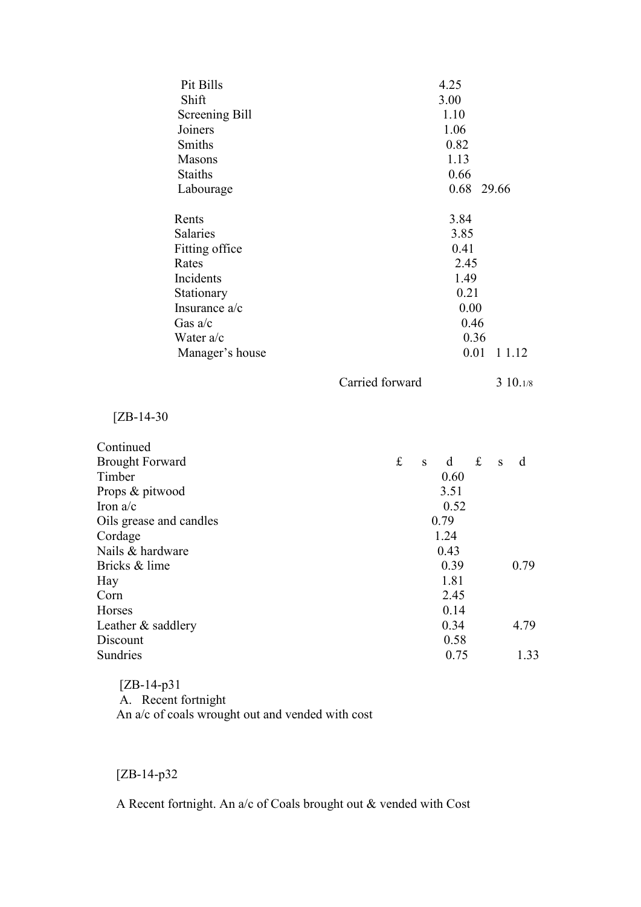| | | |
|---|---|---|
| Pit Bills | 4.25 | |
| Shift | 3.00 | |
| Screening Bill | 1.10 | |
| Joiners | 1.06 | |
| Smiths | 0.82 | |
| Masons | 1.13 | |
| Staiths | 0.66 | |
| Labourage | 0.68 | 29.66 |
| | | |
| Rents | 3.84 | |
| Salaries | 3.85 | |
| Fitting office | 0.41 | |
| Rates | 2.45 | |
| Incidents | 1.49 | |
| Stationary | 0.21 | |
| Insurance a/c | 0.00 | |
| Gas a/c | 0.46 | |
| Water a/c | 0.36 | |
| Manager's house | 0.01 | 1 1.12 |
| | | |
| Carried forward | | 3 10.1/8 |

[ZB-14-30

| Continued | £ s d | £ s d |
|---|---|---|
| Brought Forward | | |
| Timber | 0.60 | |
| Props & pitwood | 3.51 | |
| Iron a/c | 0.52 | |
| Oils grease and candles | 0.79 | |
| Cordage | 1.24 | |
| Nails & hardware | 0.43 | |
| Bricks & lime | 0.39 | 0.79 |
| Hay | 1.81 | |
| Corn | 2.45 | |
| Horses | 0.14 | |
| Leather & saddlery | 0.34 | 4.79 |
| Discount | 0.58 | |
| Sundries | 0.75 | 1.33 |

[ZB-14-p31

A. Recent fortnight

An a/c of coals wrought out and vended with cost

[ZB-14-p32

A Recent fortnight. An a/c of Coals brought out & vended with Cost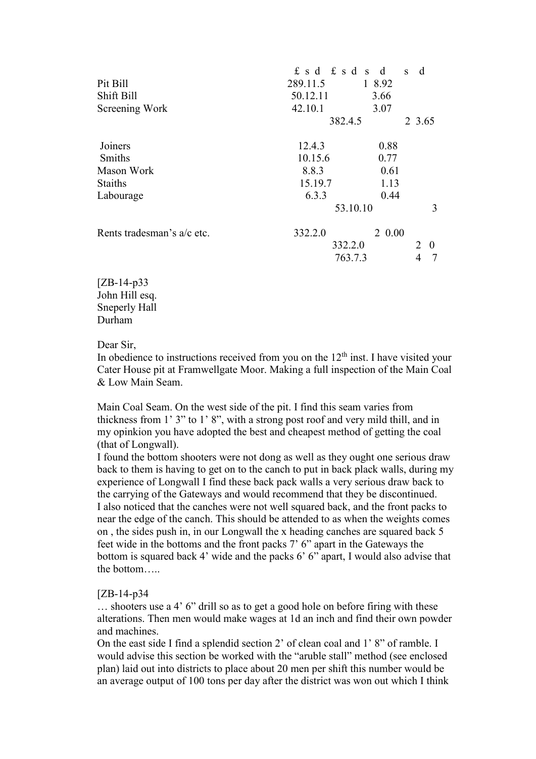| | £ s d | £ s d | s d | s d |
|---|---|---|---|---|
| Pit Bill | 289.11.5 | | 1 8.92 | |
| Shift Bill | 50.12.11 | | 3.66 | |
| Screening Work | 42.10.1 | | 3.07 | |
| | | 382.4.5 | | 2 3.65 |
| Joiners | 12.4.3 | | 0.88 | |
| Smiths | 10.15.6 | | 0.77 | |
| Mason Work | 8.8.3 | | 0.61 | |
| Staiths | 15.19.7 | | 1.13 | |
| Labourage | 6.3.3 | | 0.44 | |
| | | 53.10.10 | | 3 |
| Rents tradesman's a/c etc. | 332.2.0 | | 2 0.00 | |
| | | 332.2.0 | | 2 0 |
| | | 763.7.3 | | 4 7 |

[ZB-14-p33
John Hill esq.
Sneperly Hall
Durham

Dear Sir,
In obedience to instructions received from you on the 12th inst. I have visited your Cater House pit at Framwellgate Moor. Making a full inspection of the Main Coal & Low Main Seam.

Main Coal Seam. On the west side of the pit. I find this seam varies from thickness from 1' 3" to 1' 8", with a strong post roof and very mild thill, and in my opinkion you have adopted the best and cheapest method of getting the coal (that of Longwall).
I found the bottom shooters were not dong as well as they ought one serious draw back to them is having to get on to the canch to put in back plack walls, during my experience of Longwall I find these back pack walls a very serious draw back to the carrying of the Gateways and would recommend that they be discontinued.
I also noticed that the canches were not well squared back, and the front packs to near the edge of the canch. This should be attended to as when the weights comes on , the sides push in, in our Longwall the x heading canches are squared back 5 feet wide in the bottoms and the front packs 7' 6" apart in the Gateways the bottom is squared back 4' wide and the packs 6' 6" apart, I would also advise that the bottom…..

[ZB-14-p34
… shooters use a 4' 6" drill so as to get a good hole on before firing with these alterations. Then men would make wages at 1d an inch and find their own powder and machines.
On the east side I find a splendid section 2' of clean coal and 1' 8" of ramble. I would advise this section be worked with the "aruble stall" method (see enclosed plan) laid out into districts to place about 20 men per shift this number would be an average output of 100 tons per day after the district was won out which I think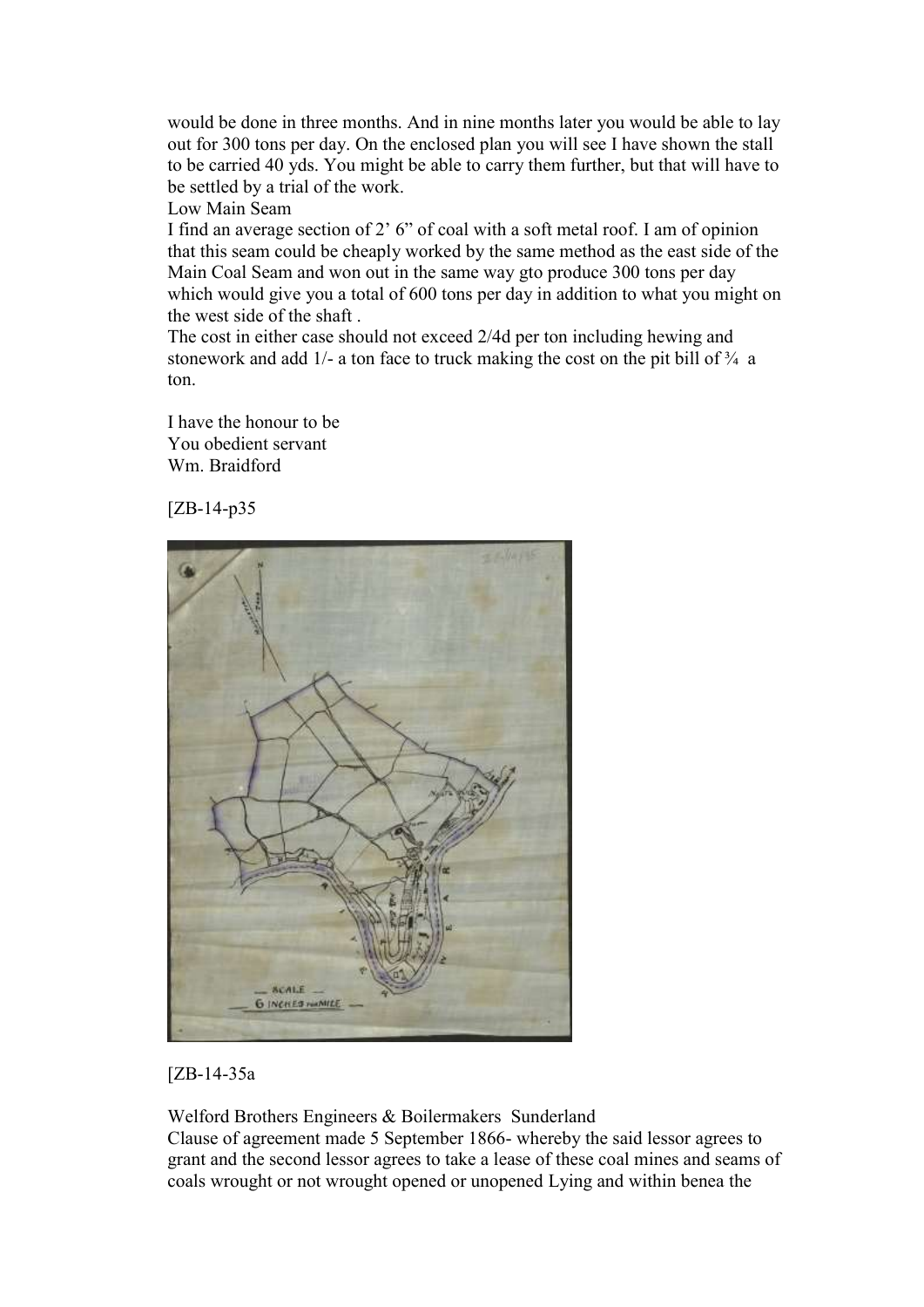would be done in three months. And in nine months later you would be able to lay out for 300 tons per day. On the enclosed plan you will see I have shown the stall to be carried 40 yds. You might be able to carry them further, but that will have to be settled by a trial of the work.

Low Main Seam

I find an average section of 2' 6" of coal with a soft metal roof. I am of opinion that this seam could be cheaply worked by the same method as the east side of the Main Coal Seam and won out in the same way gto produce 300 tons per day which would give you a total of 600 tons per day in addition to what you might on the west side of the shaft .

The cost in either case should not exceed 2/4d per ton including hewing and stonework and add 1/- a ton face to truck making the cost on the pit bill of ¾ a ton.

I have the honour to be
You obedient servant
Wm. Braidford

[ZB-14-p35

[ZB-14-35a

Welford Brothers Engineers & Boilermakers Sunderland

Clause of agreement made 5 September 1866- whereby the said lessor agrees to grant and the second lessor agrees to take a lease of these coal mines and seams of coals wrought or not wrought opened or unopened Lying and within benea the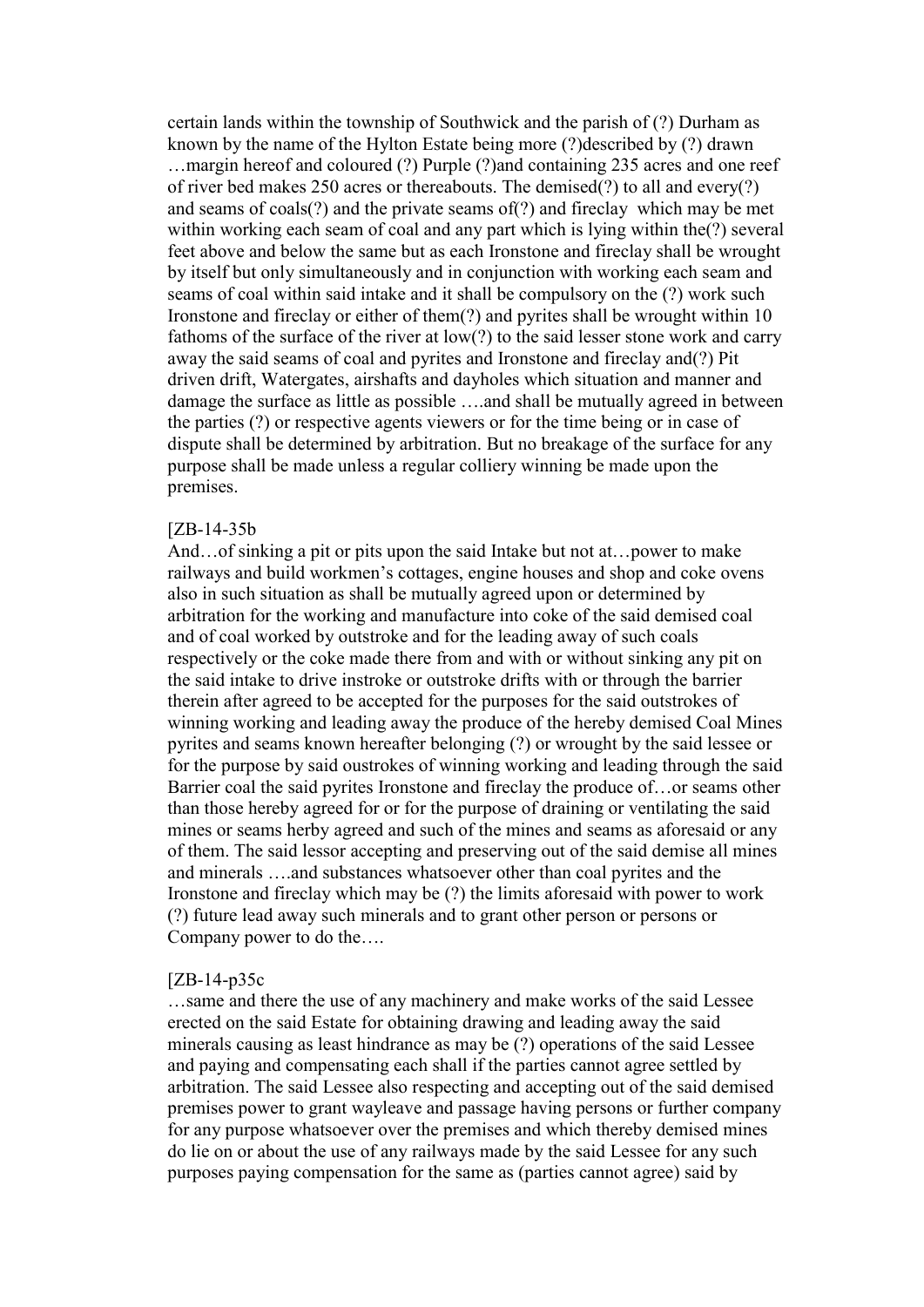certain lands within the township of Southwick and the parish of (?) Durham as known by the name of the Hylton Estate being more (?)described by (?) drawn …margin hereof and coloured (?) Purple (?)and containing 235 acres and one reef of river bed makes 250 acres or thereabouts. The demised(?) to all and every(?) and seams of coals(?) and the private seams of(?) and fireclay which may be met within working each seam of coal and any part which is lying within the(?) several feet above and below the same but as each Ironstone and fireclay shall be wrought by itself but only simultaneously and in conjunction with working each seam and seams of coal within said intake and it shall be compulsory on the (?) work such Ironstone and fireclay or either of them(?) and pyrites shall be wrought within 10 fathoms of the surface of the river at low(?) to the said lesser stone work and carry away the said seams of coal and pyrites and Ironstone and fireclay and(?) Pit driven drift, Watergates, airshafts and dayholes which situation and manner and damage the surface as little as possible ….and shall be mutually agreed in between the parties (?) or respective agents viewers or for the time being or in case of dispute shall be determined by arbitration. But no breakage of the surface for any purpose shall be made unless a regular colliery winning be made upon the premises.

[ZB-14-35b

And…of sinking a pit or pits upon the said Intake but not at…power to make railways and build workmen's cottages, engine houses and shop and coke ovens also in such situation as shall be mutually agreed upon or determined by arbitration for the working and manufacture into coke of the said demised coal and of coal worked by outstroke and for the leading away of such coals respectively or the coke made there from and with or without sinking any pit on the said intake to drive instroke or outstroke drifts with or through the barrier therein after agreed to be accepted for the purposes for the said outstrokes of winning working and leading away the produce of the hereby demised Coal Mines pyrites and seams known hereafter belonging (?) or wrought by the said lessee or for the purpose by said oustrokes of winning working and leading through the said Barrier coal the said pyrites Ironstone and fireclay the produce of…or seams other than those hereby agreed for or for the purpose of draining or ventilating the said mines or seams herby agreed and such of the mines and seams as aforesaid or any of them. The said lessor accepting and preserving out of the said demise all mines and minerals ….and substances whatsoever other than coal pyrites and the Ironstone and fireclay which may be (?) the limits aforesaid with power to work (?) future lead away such minerals and to grant other person or persons or Company power to do the….

[ZB-14-p35c

…same and there the use of any machinery and make works of the said Lessee erected on the said Estate for obtaining drawing and leading away the said minerals causing as least hindrance as may be (?) operations of the said Lessee and paying and compensating each shall if the parties cannot agree settled by arbitration. The said Lessee also respecting and accepting out of the said demised premises power to grant wayleave and passage having persons or further company for any purpose whatsoever over the premises and which thereby demised mines do lie on or about the use of any railways made by the said Lessee for any such purposes paying compensation for the same as (parties cannot agree) said by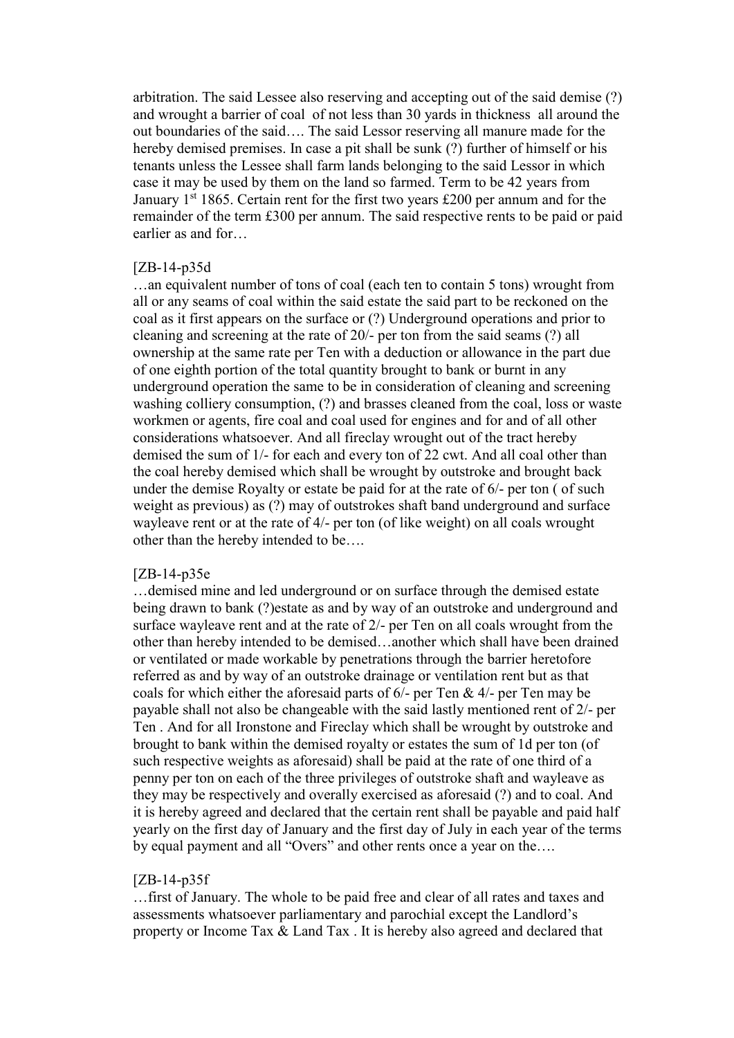arbitration. The said Lessee also reserving and accepting out of the said demise (?) and wrought a barrier of coal of not less than 30 yards in thickness all around the out boundaries of the said…. The said Lessor reserving all manure made for the hereby demised premises. In case a pit shall be sunk (?) further of himself or his tenants unless the Lessee shall farm lands belonging to the said Lessor in which case it may be used by them on the land so farmed. Term to be 42 years from January 1st 1865. Certain rent for the first two years £200 per annum and for the remainder of the term £300 per annum. The said respective rents to be paid or paid earlier as and for…

[ZB-14-p35d

…an equivalent number of tons of coal (each ten to contain 5 tons) wrought from all or any seams of coal within the said estate the said part to be reckoned on the coal as it first appears on the surface or (?) Underground operations and prior to cleaning and screening at the rate of 20/- per ton from the said seams (?) all ownership at the same rate per Ten with a deduction or allowance in the part due of one eighth portion of the total quantity brought to bank or burnt in any underground operation the same to be in consideration of cleaning and screening washing colliery consumption, (?) and brasses cleaned from the coal, loss or waste workmen or agents, fire coal and coal used for engines and for and of all other considerations whatsoever. And all fireclay wrought out of the tract hereby demised the sum of 1/- for each and every ton of 22 cwt. And all coal other than the coal hereby demised which shall be wrought by outstroke and brought back under the demise Royalty or estate be paid for at the rate of 6/- per ton ( of such weight as previous) as (?) may of outstrokes shaft band underground and surface wayleave rent or at the rate of 4/- per ton (of like weight) on all coals wrought other than the hereby intended to be….

[ZB-14-p35e

…demised mine and led underground or on surface through the demised estate being drawn to bank (?)estate as and by way of an outstroke and underground and surface wayleave rent and at the rate of 2/- per Ten on all coals wrought from the other than hereby intended to be demised…another which shall have been drained or ventilated or made workable by penetrations through the barrier heretofore referred as and by way of an outstroke drainage or ventilation rent but as that coals for which either the aforesaid parts of 6/- per Ten & 4/- per Ten may be payable shall not also be changeable with the said lastly mentioned rent of 2/- per Ten . And for all Ironstone and Fireclay which shall be wrought by outstroke and brought to bank within the demised royalty or estates the sum of 1d per ton (of such respective weights as aforesaid) shall be paid at the rate of one third of a penny per ton on each of the three privileges of outstroke shaft and wayleave as they may be respectively and overally exercised as aforesaid (?) and to coal. And it is hereby agreed and declared that the certain rent shall be payable and paid half yearly on the first day of January and the first day of July in each year of the terms by equal payment and all "Overs" and other rents once a year on the….

[ZB-14-p35f

…first of January. The whole to be paid free and clear of all rates and taxes and assessments whatsoever parliamentary and parochial except the Landlord's property or Income Tax & Land Tax . It is hereby also agreed and declared that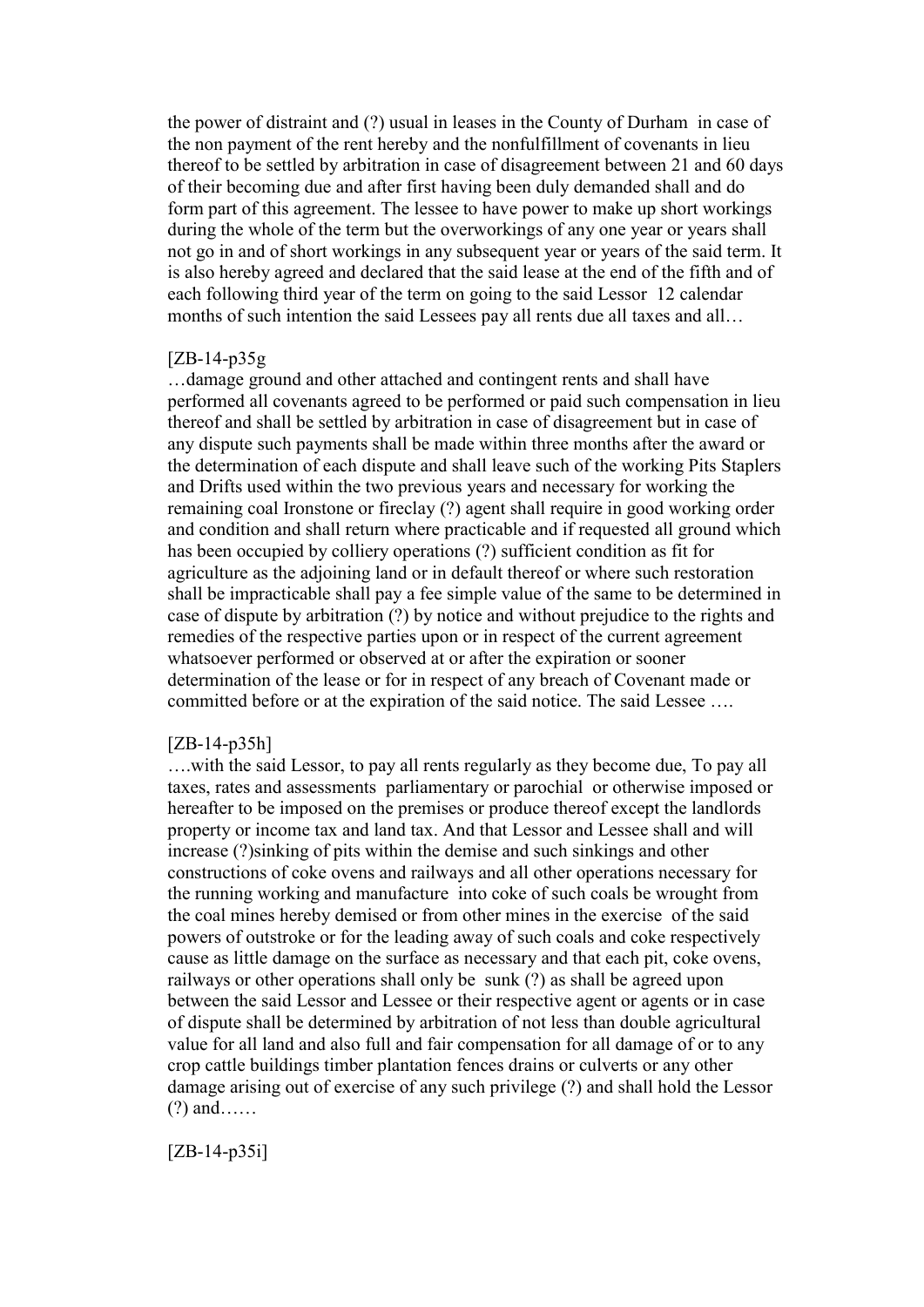the power of distraint and (?) usual in leases in the County of Durham in case of the non payment of the rent hereby and the nonfulfillment of covenants in lieu thereof to be settled by arbitration in case of disagreement between 21 and 60 days of their becoming due and after first having been duly demanded shall and do form part of this agreement. The lessee to have power to make up short workings during the whole of the term but the overworkings of any one year or years shall not go in and of short workings in any subsequent year or years of the said term. It is also hereby agreed and declared that the said lease at the end of the fifth and of each following third year of the term on going to the said Lessor 12 calendar months of such intention the said Lessees pay all rents due all taxes and all…

[ZB-14-p35g

…damage ground and other attached and contingent rents and shall have performed all covenants agreed to be performed or paid such compensation in lieu thereof and shall be settled by arbitration in case of disagreement but in case of any dispute such payments shall be made within three months after the award or the determination of each dispute and shall leave such of the working Pits Staplers and Drifts used within the two previous years and necessary for working the remaining coal Ironstone or fireclay (?) agent shall require in good working order and condition and shall return where practicable and if requested all ground which has been occupied by colliery operations (?) sufficient condition as fit for agriculture as the adjoining land or in default thereof or where such restoration shall be impracticable shall pay a fee simple value of the same to be determined in case of dispute by arbitration (?) by notice and without prejudice to the rights and remedies of the respective parties upon or in respect of the current agreement whatsoever performed or observed at or after the expiration or sooner determination of the lease or for in respect of any breach of Covenant made or committed before or at the expiration of the said notice. The said Lessee ….

[ZB-14-p35h]

….with the said Lessor, to pay all rents regularly as they become due, To pay all taxes, rates and assessments parliamentary or parochial or otherwise imposed or hereafter to be imposed on the premises or produce thereof except the landlords property or income tax and land tax. And that Lessor and Lessee shall and will increase (?)sinking of pits within the demise and such sinkings and other constructions of coke ovens and railways and all other operations necessary for the running working and manufacture into coke of such coals be wrought from the coal mines hereby demised or from other mines in the exercise of the said powers of outstroke or for the leading away of such coals and coke respectively cause as little damage on the surface as necessary and that each pit, coke ovens, railways or other operations shall only be sunk (?) as shall be agreed upon between the said Lessor and Lessee or their respective agent or agents or in case of dispute shall be determined by arbitration of not less than double agricultural value for all land and also full and fair compensation for all damage of or to any crop cattle buildings timber plantation fences drains or culverts or any other damage arising out of exercise of any such privilege (?) and shall hold the Lessor (?) and……

[ZB-14-p35i]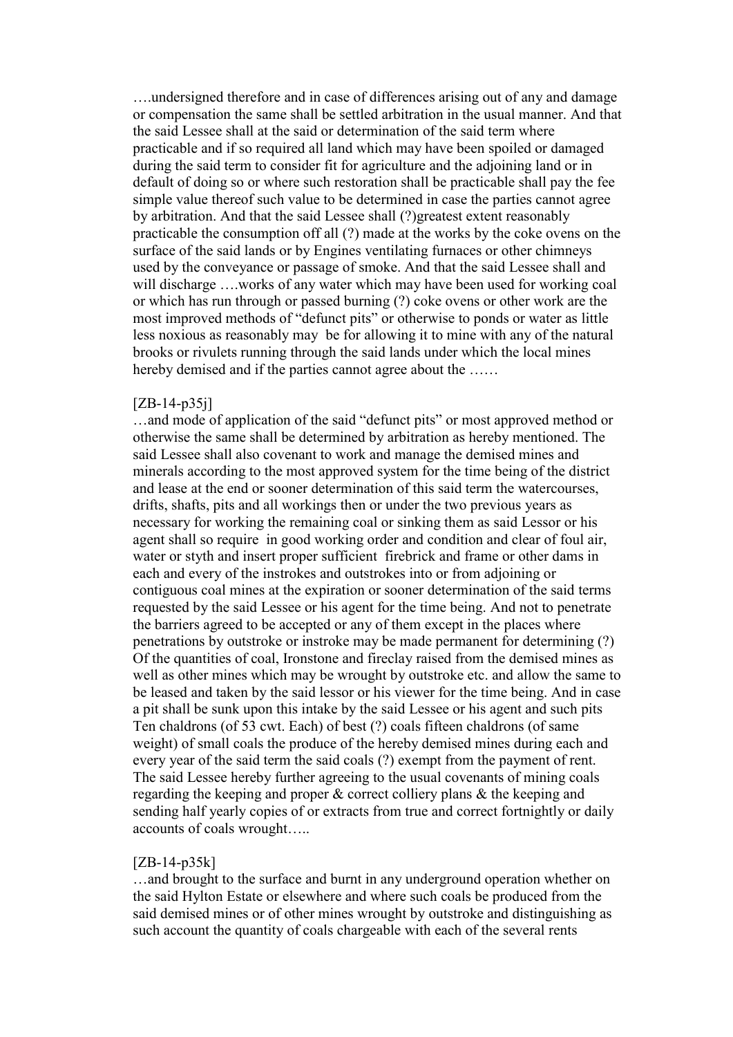….undersigned therefore and in case of differences arising out of any and damage or compensation the same shall be settled arbitration in the usual manner. And that the said Lessee shall at the said or determination of the said term where practicable and if so required all land which may have been spoiled or damaged during the said term to consider fit for agriculture and the adjoining land or in default of doing so or where such restoration shall be practicable shall pay the fee simple value thereof such value to be determined in case the parties cannot agree by arbitration. And that the said Lessee shall (?)greatest extent reasonably practicable the consumption off all (?) made at the works by the coke ovens on the surface of the said lands or by Engines ventilating furnaces or other chimneys used by the conveyance or passage of smoke. And that the said Lessee shall and will discharge ….works of any water which may have been used for working coal or which has run through or passed burning (?) coke ovens or other work are the most improved methods of "defunct pits" or otherwise to ponds or water as little less noxious as reasonably may be for allowing it to mine with any of the natural brooks or rivulets running through the said lands under which the local mines hereby demised and if the parties cannot agree about the ……

[ZB-14-p35j]
…and mode of application of the said "defunct pits" or most approved method or otherwise the same shall be determined by arbitration as hereby mentioned. The said Lessee shall also covenant to work and manage the demised mines and minerals according to the most approved system for the time being of the district and lease at the end or sooner determination of this said term the watercourses, drifts, shafts, pits and all workings then or under the two previous years as necessary for working the remaining coal or sinking them as said Lessor or his agent shall so require in good working order and condition and clear of foul air, water or styth and insert proper sufficient firebrick and frame or other dams in each and every of the instrokes and outstrokes into or from adjoining or contiguous coal mines at the expiration or sooner determination of the said terms requested by the said Lessee or his agent for the time being. And not to penetrate the barriers agreed to be accepted or any of them except in the places where penetrations by outstroke or instroke may be made permanent for determining (?) Of the quantities of coal, Ironstone and fireclay raised from the demised mines as well as other mines which may be wrought by outstroke etc. and allow the same to be leased and taken by the said lessor or his viewer for the time being. And in case a pit shall be sunk upon this intake by the said Lessee or his agent and such pits Ten chaldrons (of 53 cwt. Each) of best (?) coals fifteen chaldrons (of same weight) of small coals the produce of the hereby demised mines during each and every year of the said term the said coals (?) exempt from the payment of rent. The said Lessee hereby further agreeing to the usual covenants of mining coals regarding the keeping and proper & correct colliery plans & the keeping and sending half yearly copies of or extracts from true and correct fortnightly or daily accounts of coals wrought…..

[ZB-14-p35k]
…and brought to the surface and burnt in any underground operation whether on the said Hylton Estate or elsewhere and where such coals be produced from the said demised mines or of other mines wrought by outstroke and distinguishing as such account the quantity of coals chargeable with each of the several rents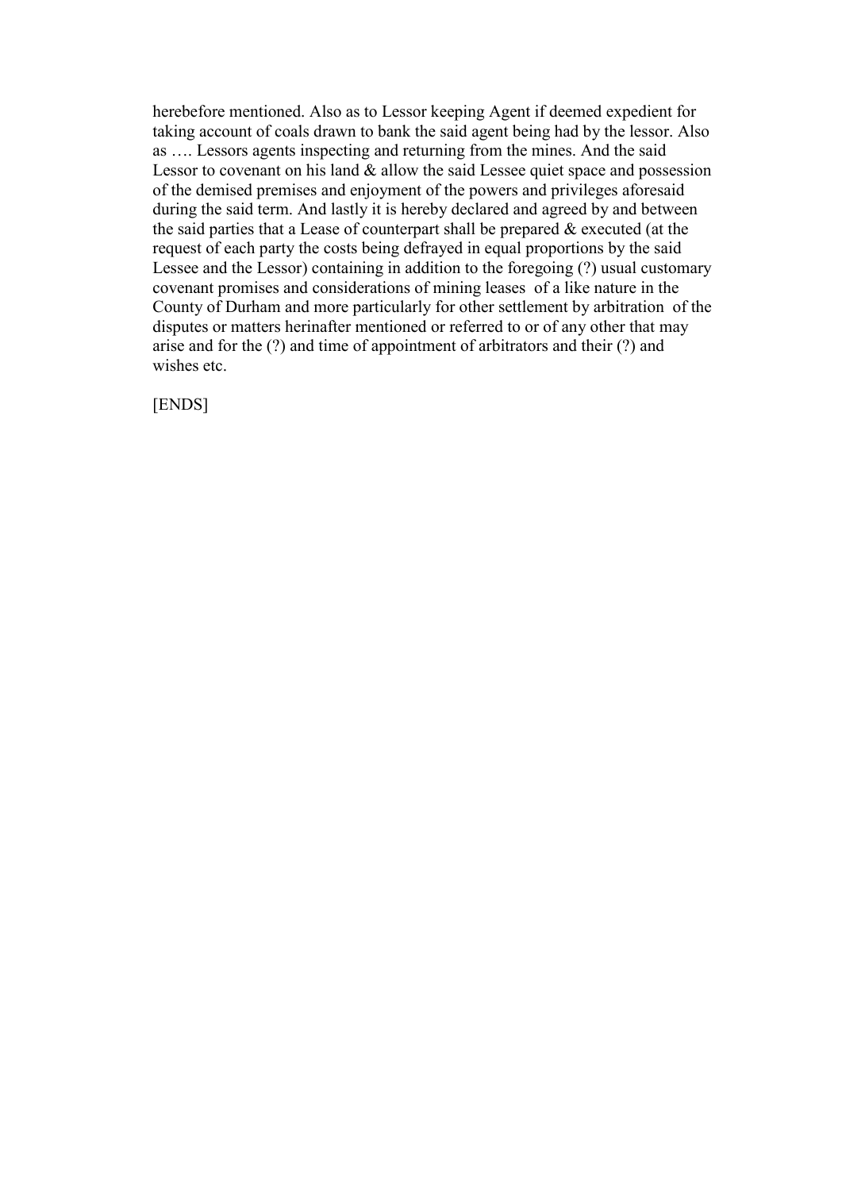herebefore mentioned. Also as to Lessor keeping Agent if deemed expedient for taking account of coals drawn to bank the said agent being had by the lessor. Also as …. Lessors agents inspecting and returning from the mines. And the said Lessor to covenant on his land & allow the said Lessee quiet space and possession of the demised premises and enjoyment of the powers and privileges aforesaid during the said term. And lastly it is hereby declared and agreed by and between the said parties that a Lease of counterpart shall be prepared & executed (at the request of each party the costs being defrayed in equal proportions by the said Lessee and the Lessor) containing in addition to the foregoing (?) usual customary covenant promises and considerations of mining leases of a like nature in the County of Durham and more particularly for other settlement by arbitration of the disputes or matters herinafter mentioned or referred to or of any other that may arise and for the (?) and time of appointment of arbitrators and their (?) and wishes etc.

[ENDS]